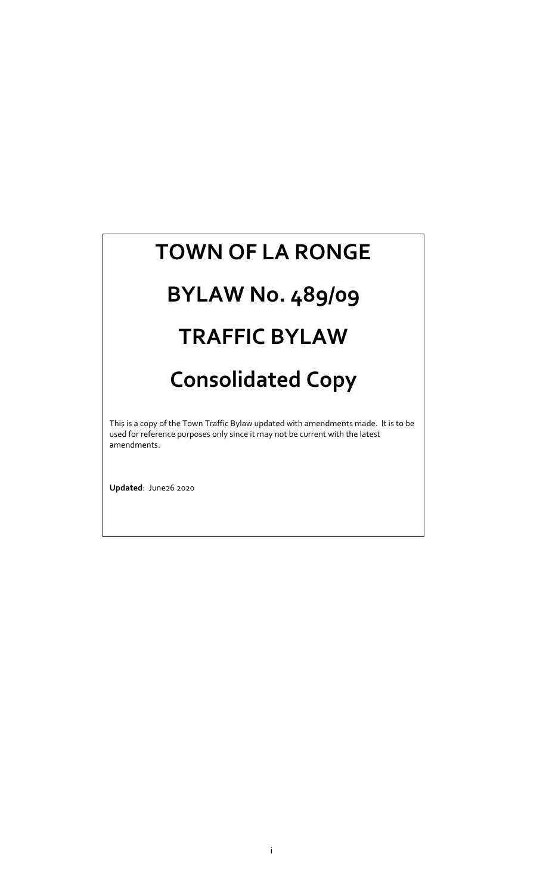# TOWN OF LA RONGE

# BYLAW No. 489/09

# TRAFFIC BYLAW

# Consolidated Copy

This is a copy of the Town Traffic Bylaw updated with amendments made. It is to be used for reference purposes only since it may not be current with the latest amendments.

**Updated**: June26 2020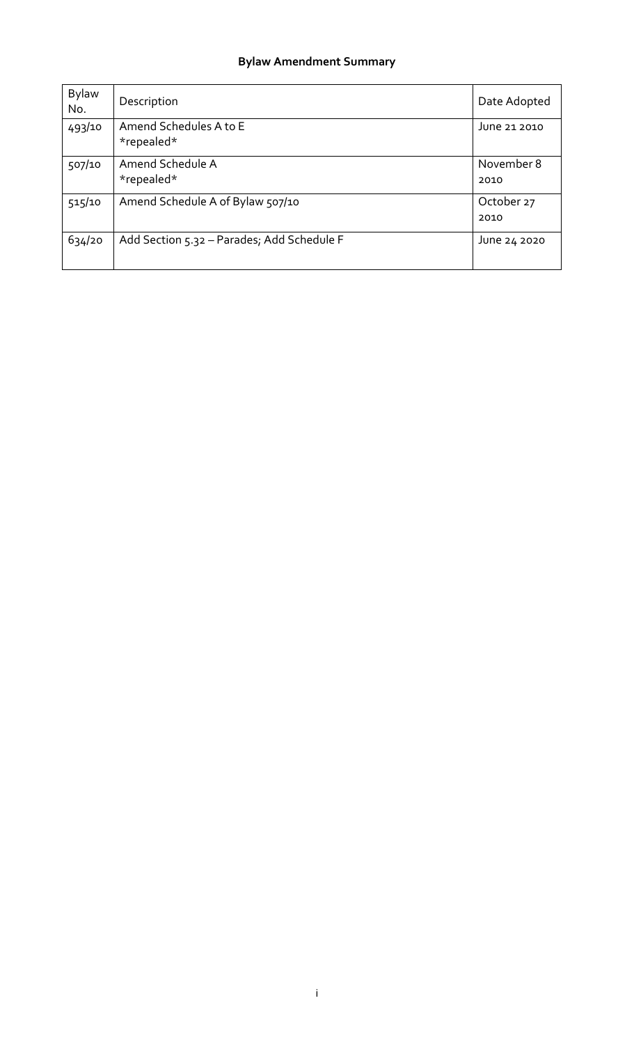**Bylaw Amendment Summary**

| Bylaw No. | Description | Date Adopted |
| --- | --- | --- |
| 493/10 | Amend Schedules A to E<br>*repealed* | June 21 2010 |
| 507/10 | Amend Schedule A<br>*repealed* | November 8 2010 |
| 515/10 | Amend Schedule A of Bylaw 507/10 | October 27 2010 |
| 634/20 | Add Section 5.32 – Parades; Add Schedule F | June 24 2020 |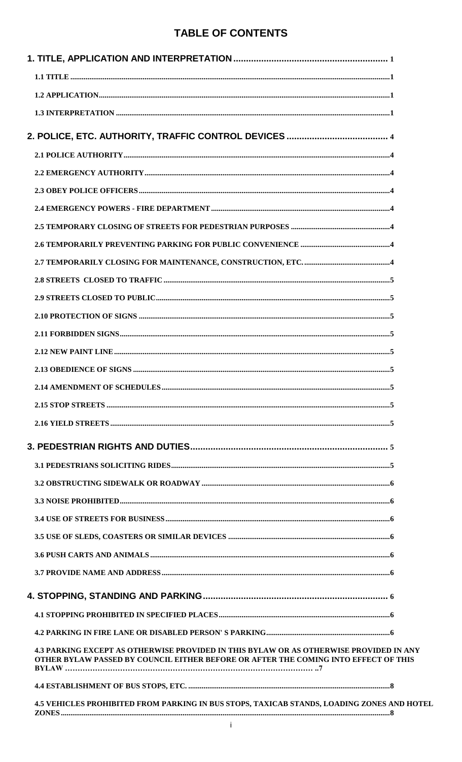# TABLE OF CONTENTS

| | |
|---|---|
| **1. TITLE, APPLICATION AND INTERPRETATION** | **1** |
| **1.1 TITLE** | **1** |
| **1.2 APPLICATION** | **1** |
| **1.3 INTERPRETATION** | **1** |
| **2. POLICE, ETC. AUTHORITY, TRAFFIC CONTROL DEVICES** | **4** |
| **2.1 POLICE AUTHORITY** | **4** |
| **2.2 EMERGENCY AUTHORITY** | **4** |
| **2.3 OBEY POLICE OFFICERS** | **4** |
| **2.4 EMERGENCY POWERS - FIRE DEPARTMENT** | **4** |
| **2.5 TEMPORARY CLOSING OF STREETS FOR PEDESTRIAN PURPOSES** | **4** |
| **2.6 TEMPORARILY PREVENTING PARKING FOR PUBLIC CONVENIENCE** | **4** |
| **2.7 TEMPORARILY CLOSING FOR MAINTENANCE, CONSTRUCTION, ETC.** | **4** |
| **2.8 STREETS CLOSED TO TRAFFIC** | **5** |
| **2.9 STREETS CLOSED TO PUBLIC** | **5** |
| **2.10 PROTECTION OF SIGNS** | **5** |
| **2.11 FORBIDDEN SIGNS** | **5** |
| **2.12 NEW PAINT LINE** | **5** |
| **2.13 OBEDIENCE OF SIGNS** | **5** |
| **2.14 AMENDMENT OF SCHEDULES** | **5** |
| **2.15 STOP STREETS** | **5** |
| **2.16 YIELD STREETS** | **5** |
| **3. PEDESTRIAN RIGHTS AND DUTIES** | **5** |
| **3.1 PEDESTRIANS SOLICITING RIDES** | **5** |
| **3.2 OBSTRUCTING SIDEWALK OR ROADWAY** | **6** |
| **3.3 NOISE PROHIBITED** | **6** |
| **3.4 USE OF STREETS FOR BUSINESS** | **6** |
| **3.5 USE OF SLEDS, COASTERS OR SIMILAR DEVICES** | **6** |
| **3.6 PUSH CARTS AND ANIMALS** | **6** |
| **3.7 PROVIDE NAME AND ADDRESS** | **6** |
| **4. STOPPING, STANDING AND PARKING** | **6** |
| **4.1 STOPPING PROHIBITED IN SPECIFIED PLACES** | **6** |
| **4.2 PARKING IN FIRE LANE OR DISABLED PERSON' S PARKING** | **6** |
| **4.3 PARKING EXCEPT AS OTHERWISE PROVIDED IN THIS BYLAW OR AS OTHERWISE PROVIDED IN ANY OTHER BYLAW PASSED BY COUNCIL EITHER BEFORE OR AFTER THE COMING INTO EFFECT OF THIS BYLAW** | **7** |
| **4.4 ESTABLISHMENT OF BUS STOPS, ETC.** | **8** |
| **4.5 VEHICLES PROHIBITED FROM PARKING IN BUS STOPS, TAXICAB STANDS, LOADING ZONES AND HOTEL ZONES** | **8** |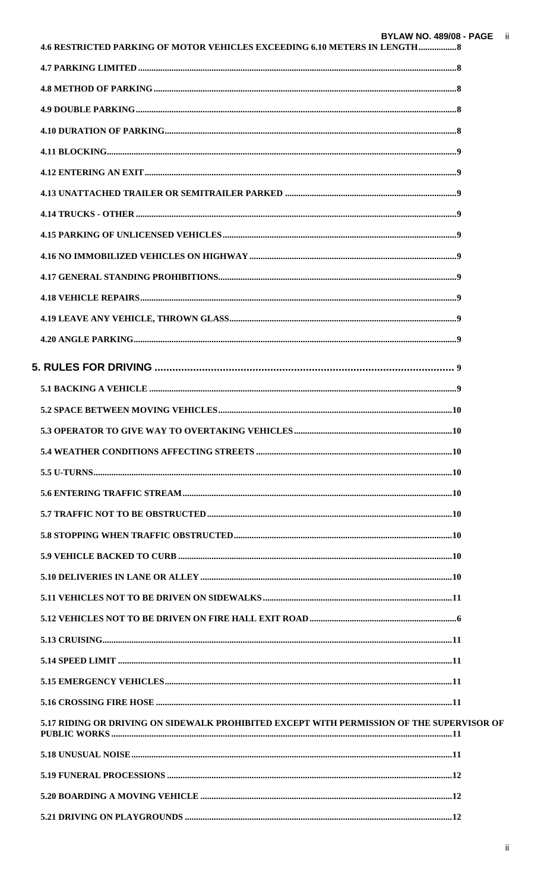4.6 RESTRICTED PARKING OF MOTOR VEHICLES EXCEEDING 6.10 METERS IN LENGTH ................8

4.7 PARKING LIMITED .......................................................................................................................8

4.8 METHOD OF PARKING ..................................................................................................................8

4.9 DOUBLE PARKING .........................................................................................................................8

4.10 DURATION OF PARKING ..............................................................................................................8

4.11 BLOCKING .......................................................................................................................................9

4.12 ENTERING AN EXIT .......................................................................................................................9

4.13 UNATTACHED TRAILER OR SEMITRAILER PARKED ..........................................................9

4.14 TRUCKS - OTHER ..........................................................................................................................9

4.15 PARKING OF UNLICENSED VEHICLES .....................................................................................9

4.16 NO IMMOBILIZED VEHICLES ON HIGHWAY ...........................................................................9

4.17 GENERAL STANDING PROHIBITIONS .......................................................................................9

4.18 VEHICLE REPAIRS .........................................................................................................................9

4.19 LEAVE ANY VEHICLE, THROWN GLASS ...................................................................................9

4.20 ANGLE PARKING ...........................................................................................................................9

**5. RULES FOR DRIVING ....................................................................................................... 9**

5.1 BACKING A VEHICLE ......................................................................................................................9

5.2 SPACE BETWEEN MOVING VEHICLES .......................................................................................10

5.3 OPERATOR TO GIVE WAY TO OVERTAKING VEHICLES ......................................................10

5.4 WEATHER CONDITIONS AFFECTING STREETS .....................................................................10

5.5 U-TURNS ...........................................................................................................................................10

5.6 ENTERING TRAFFIC STREAM .....................................................................................................10

5.7 TRAFFIC NOT TO BE OBSTRUCTED ..........................................................................................10

5.8 STOPPING WHEN TRAFFIC OBSTRUCTED ..............................................................................10

5.9 VEHICLE BACKED TO CURB ........................................................................................................10

5.10 DELIVERIES IN LANE OR ALLEY ..............................................................................................10

5.11 VEHICLES NOT TO BE DRIVEN ON SIDEWALKS ..................................................................11

5.12 VEHICLES NOT TO BE DRIVEN ON FIRE HALL EXIT ROAD ................................................6

5.13 CRUISING .........................................................................................................................................11

5.14 SPEED LIMIT ...................................................................................................................................11

5.15 EMERGENCY VEHICLES ...............................................................................................................11

5.16 CROSSING FIRE HOSE ..................................................................................................................11

5.17 RIDING OR DRIVING ON SIDEWALK PROHIBITED EXCEPT WITH PERMISSION OF THE SUPERVISOR OF PUBLIC WORKS ....................................................................................................................11

5.18 UNUSUAL NOISE ............................................................................................................................11

5.19 FUNERAL PROCESSIONS .............................................................................................................12

5.20 BOARDING A MOVING VEHICLE ...............................................................................................12

5.21 DRIVING ON PLAYGROUNDS .....................................................................................................12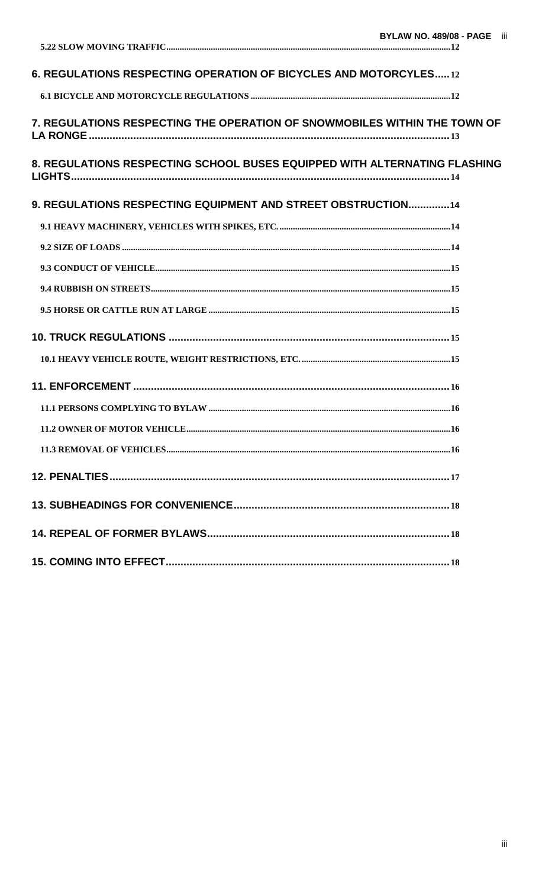5.22 SLOW MOVING TRAFFIC.....12

6. REGULATIONS RESPECTING OPERATION OF BICYCLES AND MOTORCYCLES.....12

6.1 BICYCLE AND MOTORCYCLE REGULATIONS.....12

7. REGULATIONS RESPECTING THE OPERATION OF SNOWMOBILES WITHIN THE TOWN OF LA RONGE.....13

8. REGULATIONS RESPECTING SCHOOL BUSES EQUIPPED WITH ALTERNATING FLASHING LIGHTS.....14

9. REGULATIONS RESPECTING EQUIPMENT AND STREET OBSTRUCTION.....14

9.1 HEAVY MACHINERY, VEHICLES WITH SPIKES, ETC......14

9.2 SIZE OF LOADS.....14

9.3 CONDUCT OF VEHICLE.....15

9.4 RUBBISH ON STREETS.....15

9.5 HORSE OR CATTLE RUN AT LARGE.....15

10. TRUCK REGULATIONS.....15

10.1 HEAVY VEHICLE ROUTE, WEIGHT RESTRICTIONS, ETC......15

11. ENFORCEMENT.....16

11.1 PERSONS COMPLYING TO BYLAW.....16

11.2 OWNER OF MOTOR VEHICLE.....16

11.3 REMOVAL OF VEHICLES.....16

12. PENALTIES.....17

13. SUBHEADINGS FOR CONVENIENCE.....18

14. REPEAL OF FORMER BYLAWS.....18

15. COMING INTO EFFECT.....18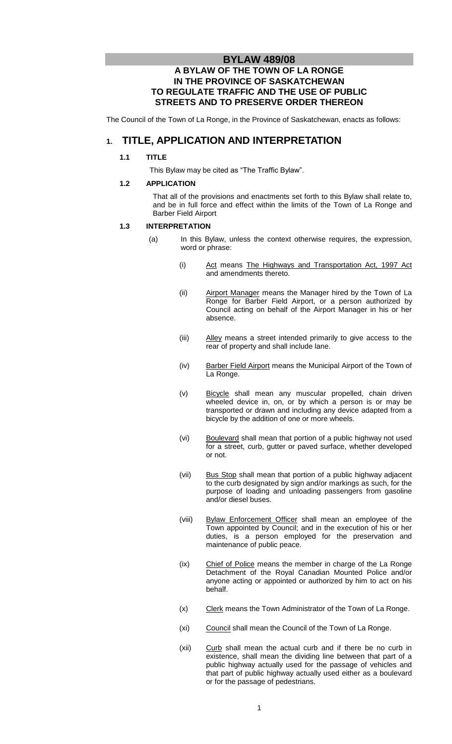# BYLAW 489/08

## A BYLAW OF THE TOWN OF LA RONGE IN THE PROVINCE OF SASKATCHEWAN TO REGULATE TRAFFIC AND THE USE OF PUBLIC STREETS AND TO PRESERVE ORDER THEREON

The Council of the Town of La Ronge, in the Province of Saskatchewan, enacts as follows:

## 1. TITLE, APPLICATION AND INTERPRETATION

### 1.1 TITLE

This Bylaw may be cited as "The Traffic Bylaw".

### 1.2 APPLICATION

That all of the provisions and enactments set forth to this Bylaw shall relate to, and be in full force and effect within the limits of the Town of La Ronge and Barber Field Airport

### 1.3 INTERPRETATION

(a) In this Bylaw, unless the context otherwise requires, the expression, word or phrase:

(i) Act means The Highways and Transportation Act, 1997 Act and amendments thereto.

(ii) Airport Manager means the Manager hired by the Town of La Ronge for Barber Field Airport, or a person authorized by Council acting on behalf of the Airport Manager in his or her absence.

(iii) Alley means a street intended primarily to give access to the rear of property and shall include lane.

(iv) Barber Field Airport means the Municipal Airport of the Town of La Ronge.

(v) Bicycle shall mean any muscular propelled, chain driven wheeled device in, on, or by which a person is or may be transported or drawn and including any device adapted from a bicycle by the addition of one or more wheels.

(vi) Boulevard shall mean that portion of a public highway not used for a street, curb, gutter or paved surface, whether developed or not.

(vii) Bus Stop shall mean that portion of a public highway adjacent to the curb designated by sign and/or markings as such, for the purpose of loading and unloading passengers from gasoline and/or diesel buses.

(viii) Bylaw Enforcement Officer shall mean an employee of the Town appointed by Council; and in the execution of his or her duties, is a person employed for the preservation and maintenance of public peace.

(ix) Chief of Police means the member in charge of the La Ronge Detachment of the Royal Canadian Mounted Police and/or anyone acting or appointed or authorized by him to act on his behalf.

(x) Clerk means the Town Administrator of the Town of La Ronge.

(xi) Council shall mean the Council of the Town of La Ronge.

(xii) Curb shall mean the actual curb and if there be no curb in existence, shall mean the dividing line between that part of a public highway actually used for the passage of vehicles and that part of public highway actually used either as a boulevard or for the passage of pedestrians.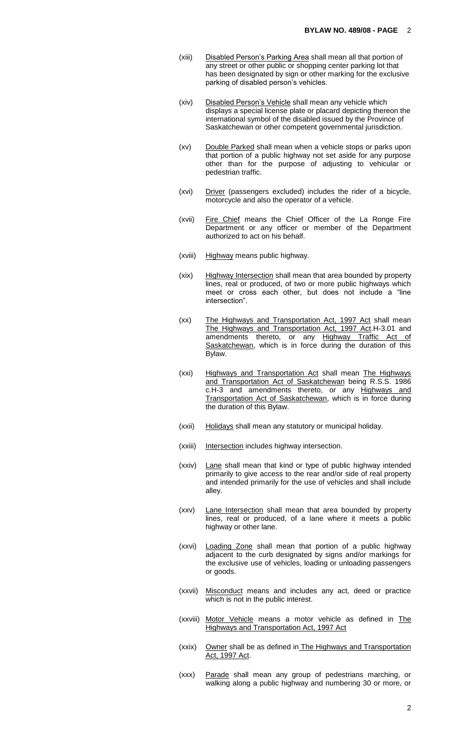(xiii) Disabled Person's Parking Area shall mean all that portion of any street or other public or shopping center parking lot that has been designated by sign or other marking for the exclusive parking of disabled person's vehicles.

(xiv) Disabled Person's Vehicle shall mean any vehicle which displays a special license plate or placard depicting thereon the international symbol of the disabled issued by the Province of Saskatchewan or other competent governmental jurisdiction.

(xv) Double Parked shall mean when a vehicle stops or parks upon that portion of a public highway not set aside for any purpose other than for the purpose of adjusting of vehicular or pedestrian traffic.

(xvi) Driver (passengers excluded) includes the rider of a bicycle, motorcycle and also the operator of a vehicle.

(xvii) Fire Chief means the Chief Officer of the La Ronge Fire Department or any officer or member of the Department authorized to act on his behalf.

(xviii) Highway means public highway.

(xix) Highway Intersection shall mean that area bounded by property lines, real or produced, of two or more public highways which meet or cross each other, but does not include a "line intersection".

(xx) The Highways and Transportation Act, 1997 Act shall mean The Highways and Transportation Act, 1997 Act.H-3.01 and amendments thereto, or any Highway Traffic Act of Saskatchewan, which is in force during the duration of this Bylaw.

(xxi) Highways and Transportation Act shall mean The Highways and Transportation Act of Saskatchewan being R.S.S. 1986 c.H-3 and amendments thereto, or any Highways and Transportation Act of Saskatchewan, which is in force during the duration of this Bylaw.

(xxii) Holidays shall mean any statutory or municipal holiday.

(xxiii) Intersection includes highway intersection.

(xxiv) Lane shall mean that kind or type of public highway intended primarily to give access to the rear and/or side of real property and intended primarily for the use of vehicles and shall include alley.

(xxv) Lane Intersection shall mean that area bounded by property lines, real or produced, of a lane where it meets a public highway or other lane.

(xxvi) Loading Zone shall mean that portion of a public highway adjacent to the curb designated by signs and/or markings for the exclusive use of vehicles, loading or unloading passengers or goods.

(xxvii) Misconduct means and includes any act, deed or practice which is not in the public interest.

(xxviii) Motor Vehicle means a motor vehicle as defined in The Highways and Transportation Act, 1997 Act

(xxix) Owner shall be as defined in The Highways and Transportation Act, 1997 Act.

(xxx) Parade shall mean any group of pedestrians marching, or walking along a public highway and numbering 30 or more, or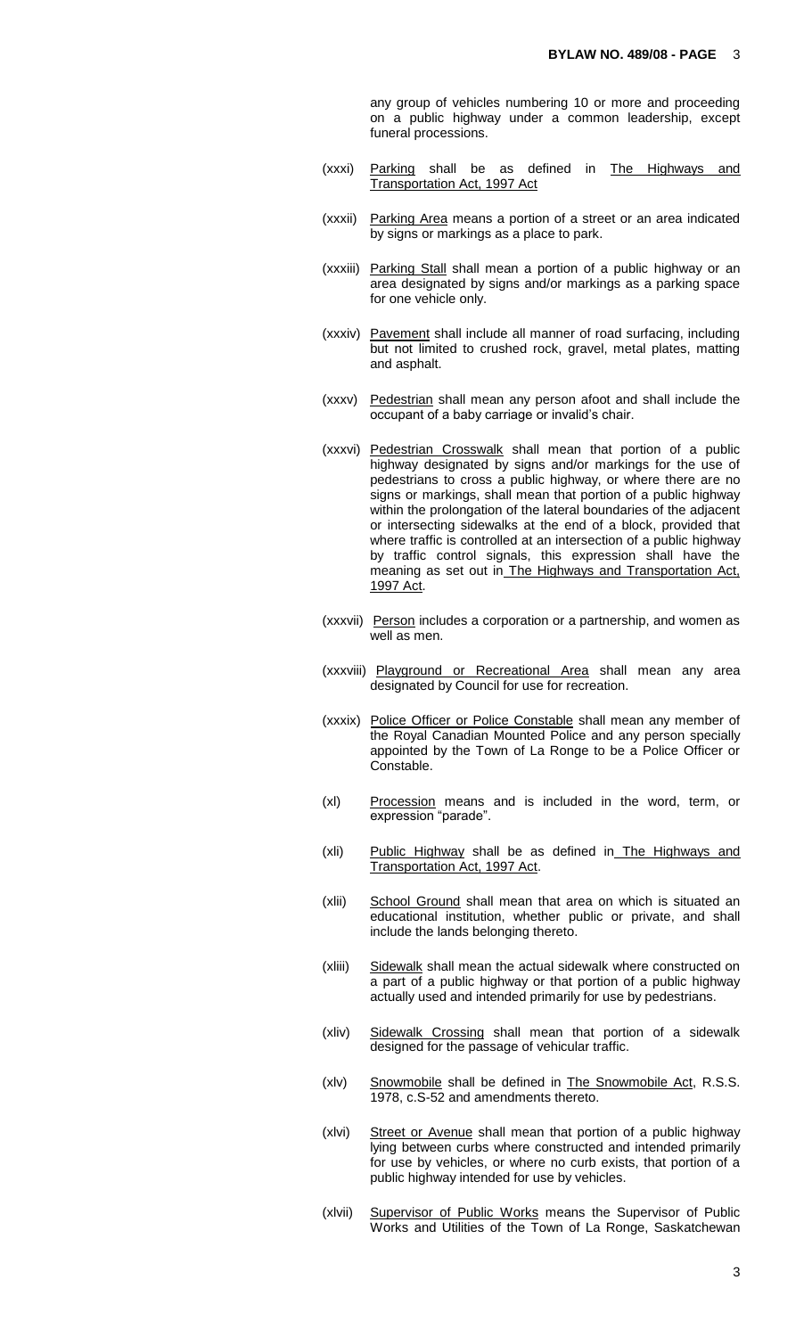any group of vehicles numbering 10 or more and proceeding on a public highway under a common leadership, except funeral processions.

(xxxi) Parking shall be as defined in The Highways and Transportation Act, 1997 Act

(xxxii) Parking Area means a portion of a street or an area indicated by signs or markings as a place to park.

(xxxiii) Parking Stall shall mean a portion of a public highway or an area designated by signs and/or markings as a parking space for one vehicle only.

(xxxiv) Pavement shall include all manner of road surfacing, including but not limited to crushed rock, gravel, metal plates, matting and asphalt.

(xxxv) Pedestrian shall mean any person afoot and shall include the occupant of a baby carriage or invalid's chair.

(xxxvi) Pedestrian Crosswalk shall mean that portion of a public highway designated by signs and/or markings for the use of pedestrians to cross a public highway, or where there are no signs or markings, shall mean that portion of a public highway within the prolongation of the lateral boundaries of the adjacent or intersecting sidewalks at the end of a block, provided that where traffic is controlled at an intersection of a public highway by traffic control signals, this expression shall have the meaning as set out in The Highways and Transportation Act, 1997 Act.

(xxxvii) Person includes a corporation or a partnership, and women as well as men.

(xxxviii) Playground or Recreational Area shall mean any area designated by Council for use for recreation.

(xxxix) Police Officer or Police Constable shall mean any member of the Royal Canadian Mounted Police and any person specially appointed by the Town of La Ronge to be a Police Officer or Constable.

(xl) Procession means and is included in the word, term, or expression "parade".

(xli) Public Highway shall be as defined in The Highways and Transportation Act, 1997 Act.

(xlii) School Ground shall mean that area on which is situated an educational institution, whether public or private, and shall include the lands belonging thereto.

(xliii) Sidewalk shall mean the actual sidewalk where constructed on a part of a public highway or that portion of a public highway actually used and intended primarily for use by pedestrians.

(xliv) Sidewalk Crossing shall mean that portion of a sidewalk designed for the passage of vehicular traffic.

(xlv) Snowmobile shall be defined in The Snowmobile Act, R.S.S. 1978, c.S-52 and amendments thereto.

(xlvi) Street or Avenue shall mean that portion of a public highway lying between curbs where constructed and intended primarily for use by vehicles, or where no curb exists, that portion of a public highway intended for use by vehicles.

(xlvii) Supervisor of Public Works means the Supervisor of Public Works and Utilities of the Town of La Ronge, Saskatchewan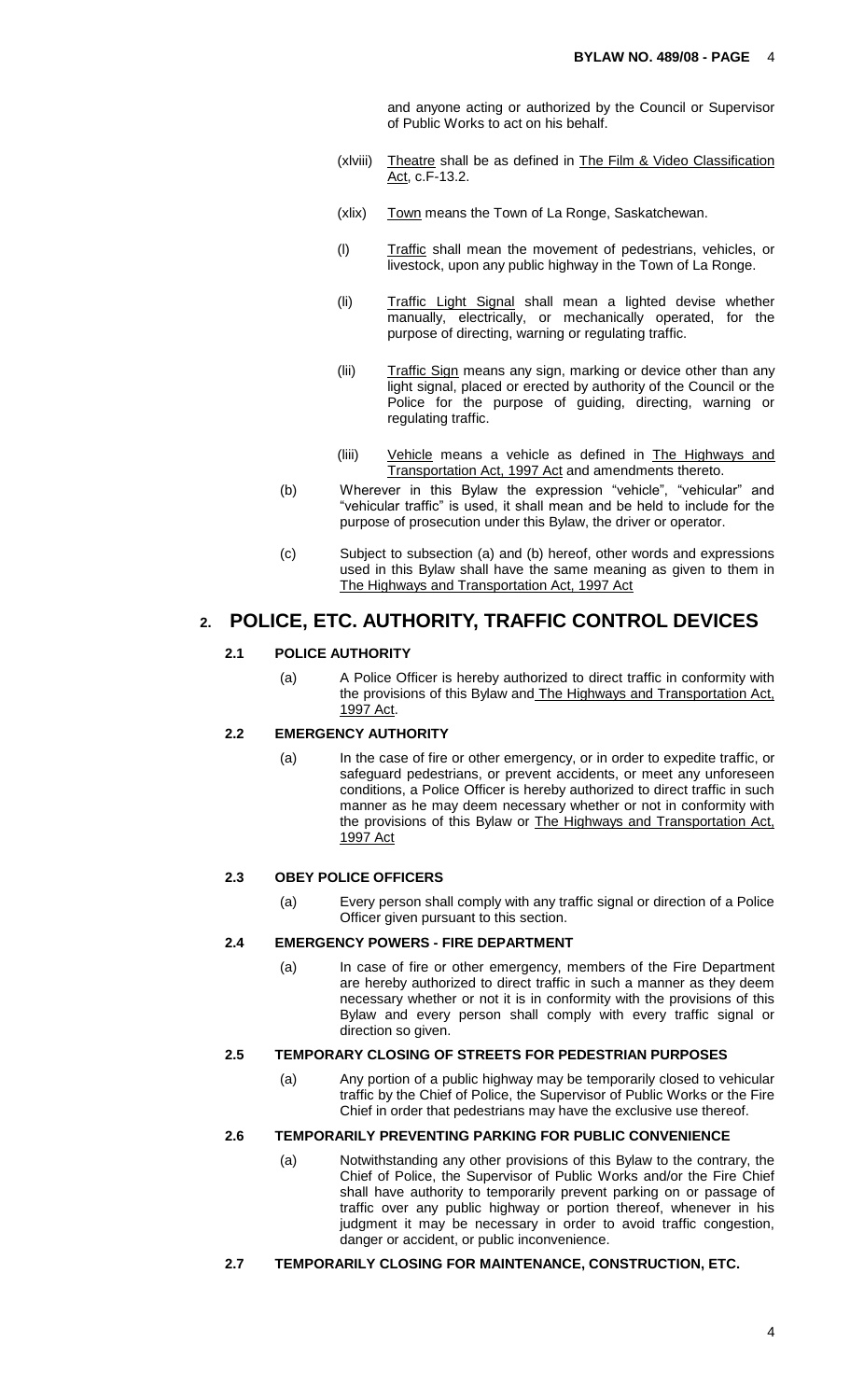and anyone acting or authorized by the Council or Supervisor of Public Works to act on his behalf.

(xlviii) Theatre shall be as defined in The Film & Video Classification Act, c.F-13.2.

(xlix) Town means the Town of La Ronge, Saskatchewan.

(l) Traffic shall mean the movement of pedestrians, vehicles, or livestock, upon any public highway in the Town of La Ronge.

(li) Traffic Light Signal shall mean a lighted devise whether manually, electrically, or mechanically operated, for the purpose of directing, warning or regulating traffic.

(lii) Traffic Sign means any sign, marking or device other than any light signal, placed or erected by authority of the Council or the Police for the purpose of guiding, directing, warning or regulating traffic.

(liii) Vehicle means a vehicle as defined in The Highways and Transportation Act, 1997 Act and amendments thereto.

(b) Wherever in this Bylaw the expression "vehicle", "vehicular" and "vehicular traffic" is used, it shall mean and be held to include for the purpose of prosecution under this Bylaw, the driver or operator.

(c) Subject to subsection (a) and (b) hereof, other words and expressions used in this Bylaw shall have the same meaning as given to them in The Highways and Transportation Act, 1997 Act

# 2. POLICE, ETC. AUTHORITY, TRAFFIC CONTROL DEVICES

### 2.1 POLICE AUTHORITY

(a) A Police Officer is hereby authorized to direct traffic in conformity with the provisions of this Bylaw and The Highways and Transportation Act, 1997 Act.

### 2.2 EMERGENCY AUTHORITY

(a) In the case of fire or other emergency, or in order to expedite traffic, or safeguard pedestrians, or prevent accidents, or meet any unforeseen conditions, a Police Officer is hereby authorized to direct traffic in such manner as he may deem necessary whether or not in conformity with the provisions of this Bylaw or The Highways and Transportation Act, 1997 Act

### 2.3 OBEY POLICE OFFICERS

(a) Every person shall comply with any traffic signal or direction of a Police Officer given pursuant to this section.

### 2.4 EMERGENCY POWERS - FIRE DEPARTMENT

(a) In case of fire or other emergency, members of the Fire Department are hereby authorized to direct traffic in such a manner as they deem necessary whether or not it is in conformity with the provisions of this Bylaw and every person shall comply with every traffic signal or direction so given.

### 2.5 TEMPORARY CLOSING OF STREETS FOR PEDESTRIAN PURPOSES

(a) Any portion of a public highway may be temporarily closed to vehicular traffic by the Chief of Police, the Supervisor of Public Works or the Fire Chief in order that pedestrians may have the exclusive use thereof.

### 2.6 TEMPORARILY PREVENTING PARKING FOR PUBLIC CONVENIENCE

(a) Notwithstanding any other provisions of this Bylaw to the contrary, the Chief of Police, the Supervisor of Public Works and/or the Fire Chief shall have authority to temporarily prevent parking on or passage of traffic over any public highway or portion thereof, whenever in his judgment it may be necessary in order to avoid traffic congestion, danger or accident, or public inconvenience.

### 2.7 TEMPORARILY CLOSING FOR MAINTENANCE, CONSTRUCTION, ETC.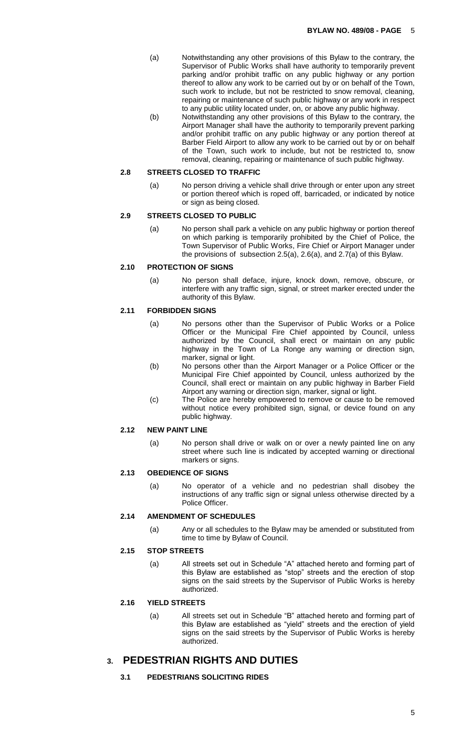(a) Notwithstanding any other provisions of this Bylaw to the contrary, the Supervisor of Public Works shall have authority to temporarily prevent parking and/or prohibit traffic on any public highway or any portion thereof to allow any work to be carried out by or on behalf of the Town, such work to include, but not be restricted to snow removal, cleaning, repairing or maintenance of such public highway or any work in respect to any public utility located under, on, or above any public highway.

(b) Notwithstanding any other provisions of this Bylaw to the contrary, the Airport Manager shall have the authority to temporarily prevent parking and/or prohibit traffic on any public highway or any portion thereof at Barber Field Airport to allow any work to be carried out by or on behalf of the Town, such work to include, but not be restricted to, snow removal, cleaning, repairing or maintenance of such public highway.

### 2.8 STREETS CLOSED TO TRAFFIC

(a) No person driving a vehicle shall drive through or enter upon any street or portion thereof which is roped off, barricaded, or indicated by notice or sign as being closed.

### 2.9 STREETS CLOSED TO PUBLIC

(a) No person shall park a vehicle on any public highway or portion thereof on which parking is temporarily prohibited by the Chief of Police, the Town Supervisor of Public Works, Fire Chief or Airport Manager under the provisions of subsection 2.5(a), 2.6(a), and 2.7(a) of this Bylaw.

### 2.10 PROTECTION OF SIGNS

(a) No person shall deface, injure, knock down, remove, obscure, or interfere with any traffic sign, signal, or street marker erected under the authority of this Bylaw.

### 2.11 FORBIDDEN SIGNS

(a) No persons other than the Supervisor of Public Works or a Police Officer or the Municipal Fire Chief appointed by Council, unless authorized by the Council, shall erect or maintain on any public highway in the Town of La Ronge any warning or direction sign, marker, signal or light.

(b) No persons other than the Airport Manager or a Police Officer or the Municipal Fire Chief appointed by Council, unless authorized by the Council, shall erect or maintain on any public highway in Barber Field Airport any warning or direction sign, marker, signal or light.

(c) The Police are hereby empowered to remove or cause to be removed without notice every prohibited sign, signal, or device found on any public highway.

### 2.12 NEW PAINT LINE

(a) No person shall drive or walk on or over a newly painted line on any street where such line is indicated by accepted warning or directional markers or signs.

### 2.13 OBEDIENCE OF SIGNS

(a) No operator of a vehicle and no pedestrian shall disobey the instructions of any traffic sign or signal unless otherwise directed by a Police Officer.

### 2.14 AMENDMENT OF SCHEDULES

(a) Any or all schedules to the Bylaw may be amended or substituted from time to time by Bylaw of Council.

### 2.15 STOP STREETS

(a) All streets set out in Schedule "A" attached hereto and forming part of this Bylaw are established as "stop" streets and the erection of stop signs on the said streets by the Supervisor of Public Works is hereby authorized.

### 2.16 YIELD STREETS

(a) All streets set out in Schedule "B" attached hereto and forming part of this Bylaw are established as "yield" streets and the erection of yield signs on the said streets by the Supervisor of Public Works is hereby authorized.

## 3. PEDESTRIAN RIGHTS AND DUTIES

### 3.1 PEDESTRIANS SOLICITING RIDES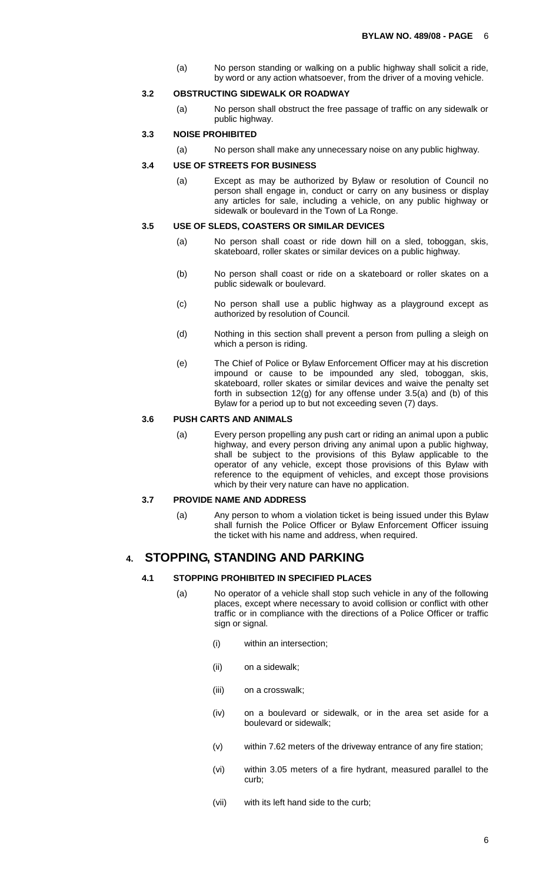(a) No person standing or walking on a public highway shall solicit a ride, by word or any action whatsoever, from the driver of a moving vehicle.

### 3.2 OBSTRUCTING SIDEWALK OR ROADWAY

(a) No person shall obstruct the free passage of traffic on any sidewalk or public highway.

### 3.3 NOISE PROHIBITED

(a) No person shall make any unnecessary noise on any public highway.

### 3.4 USE OF STREETS FOR BUSINESS

(a) Except as may be authorized by Bylaw or resolution of Council no person shall engage in, conduct or carry on any business or display any articles for sale, including a vehicle, on any public highway or sidewalk or boulevard in the Town of La Ronge.

### 3.5 USE OF SLEDS, COASTERS OR SIMILAR DEVICES

(a) No person shall coast or ride down hill on a sled, toboggan, skis, skateboard, roller skates or similar devices on a public highway.

(b) No person shall coast or ride on a skateboard or roller skates on a public sidewalk or boulevard.

(c) No person shall use a public highway as a playground except as authorized by resolution of Council.

(d) Nothing in this section shall prevent a person from pulling a sleigh on which a person is riding.

(e) The Chief of Police or Bylaw Enforcement Officer may at his discretion impound or cause to be impounded any sled, toboggan, skis, skateboard, roller skates or similar devices and waive the penalty set forth in subsection 12(g) for any offense under 3.5(a) and (b) of this Bylaw for a period up to but not exceeding seven (7) days.

### 3.6 PUSH CARTS AND ANIMALS

(a) Every person propelling any push cart or riding an animal upon a public highway, and every person driving any animal upon a public highway, shall be subject to the provisions of this Bylaw applicable to the operator of any vehicle, except those provisions of this Bylaw with reference to the equipment of vehicles, and except those provisions which by their very nature can have no application.

### 3.7 PROVIDE NAME AND ADDRESS

(a) Any person to whom a violation ticket is being issued under this Bylaw shall furnish the Police Officer or Bylaw Enforcement Officer issuing the ticket with his name and address, when required.

## 4. STOPPING, STANDING AND PARKING

### 4.1 STOPPING PROHIBITED IN SPECIFIED PLACES

(a) No operator of a vehicle shall stop such vehicle in any of the following places, except where necessary to avoid collision or conflict with other traffic or in compliance with the directions of a Police Officer or traffic sign or signal.

(i) within an intersection;

(ii) on a sidewalk;

(iii) on a crosswalk;

(iv) on a boulevard or sidewalk, or in the area set aside for a boulevard or sidewalk;

(v) within 7.62 meters of the driveway entrance of any fire station;

(vi) within 3.05 meters of a fire hydrant, measured parallel to the curb;

(vii) with its left hand side to the curb;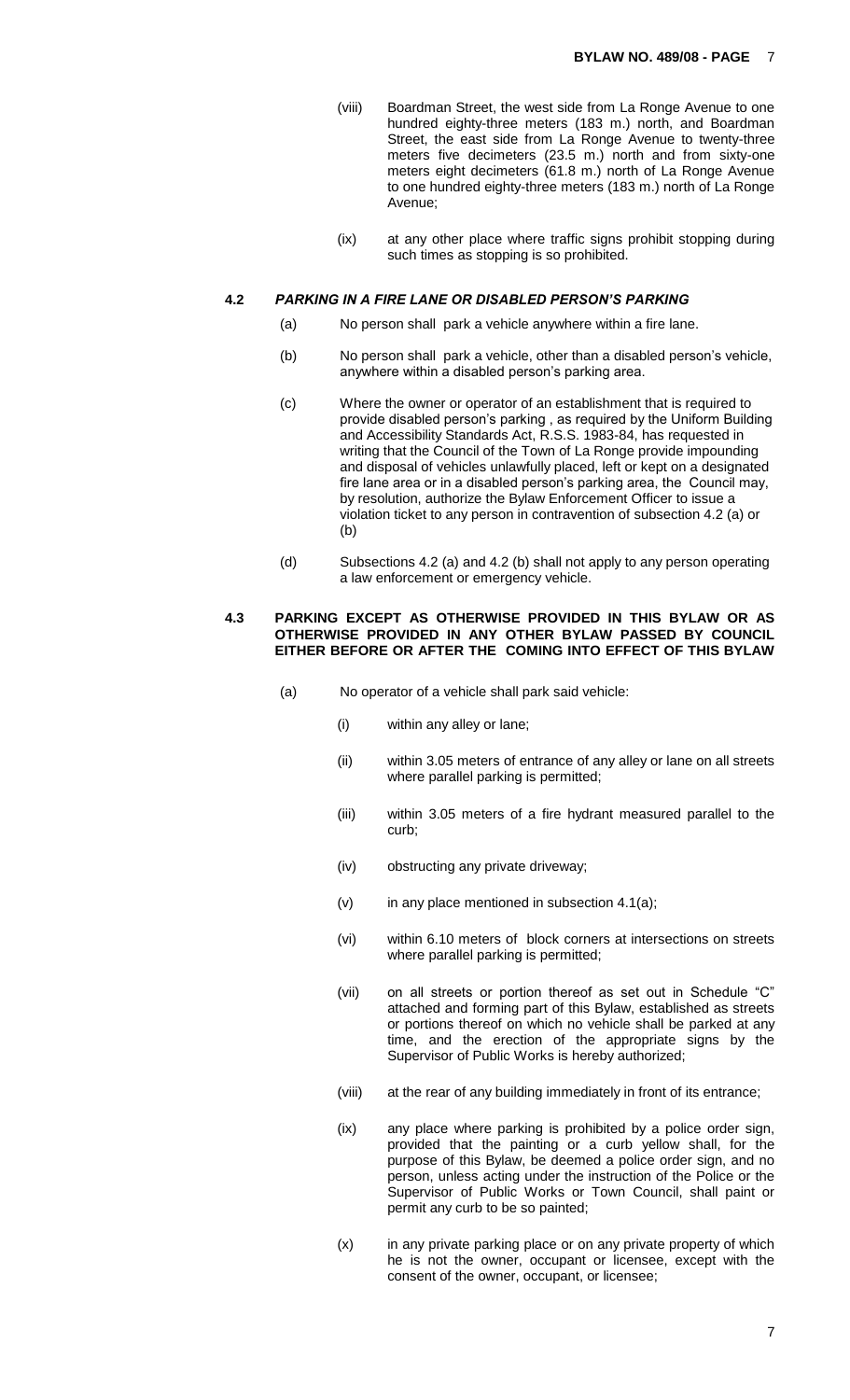(viii) Boardman Street, the west side from La Ronge Avenue to one hundred eighty-three meters (183 m.) north, and Boardman Street, the east side from La Ronge Avenue to twenty-three meters five decimeters (23.5 m.) north and from sixty-one meters eight decimeters (61.8 m.) north of La Ronge Avenue to one hundred eighty-three meters (183 m.) north of La Ronge Avenue;

(ix) at any other place where traffic signs prohibit stopping during such times as stopping is so prohibited.

### 4.2 *PARKING IN A FIRE LANE OR DISABLED PERSON'S PARKING*

(a) No person shall park a vehicle anywhere within a fire lane.

(b) No person shall park a vehicle, other than a disabled person's vehicle, anywhere within a disabled person's parking area.

(c) Where the owner or operator of an establishment that is required to provide disabled person's parking , as required by the Uniform Building and Accessibility Standards Act, R.S.S. 1983-84, has requested in writing that the Council of the Town of La Ronge provide impounding and disposal of vehicles unlawfully placed, left or kept on a designated fire lane area or in a disabled person's parking area, the Council may, by resolution, authorize the Bylaw Enforcement Officer to issue a violation ticket to any person in contravention of subsection 4.2 (a) or (b)

(d) Subsections 4.2 (a) and 4.2 (b) shall not apply to any person operating a law enforcement or emergency vehicle.

### 4.3 PARKING EXCEPT AS OTHERWISE PROVIDED IN THIS BYLAW OR AS OTHERWISE PROVIDED IN ANY OTHER BYLAW PASSED BY COUNCIL EITHER BEFORE OR AFTER THE COMING INTO EFFECT OF THIS BYLAW

(a) No operator of a vehicle shall park said vehicle:

(i) within any alley or lane;

(ii) within 3.05 meters of entrance of any alley or lane on all streets where parallel parking is permitted;

(iii) within 3.05 meters of a fire hydrant measured parallel to the curb;

(iv) obstructing any private driveway;

(v) in any place mentioned in subsection 4.1(a);

(vi) within 6.10 meters of block corners at intersections on streets where parallel parking is permitted;

(vii) on all streets or portion thereof as set out in Schedule "C" attached and forming part of this Bylaw, established as streets or portions thereof on which no vehicle shall be parked at any time, and the erection of the appropriate signs by the Supervisor of Public Works is hereby authorized;

(viii) at the rear of any building immediately in front of its entrance;

(ix) any place where parking is prohibited by a police order sign, provided that the painting or a curb yellow shall, for the purpose of this Bylaw, be deemed a police order sign, and no person, unless acting under the instruction of the Police or the Supervisor of Public Works or Town Council, shall paint or permit any curb to be so painted;

(x) in any private parking place or on any private property of which he is not the owner, occupant or licensee, except with the consent of the owner, occupant, or licensee;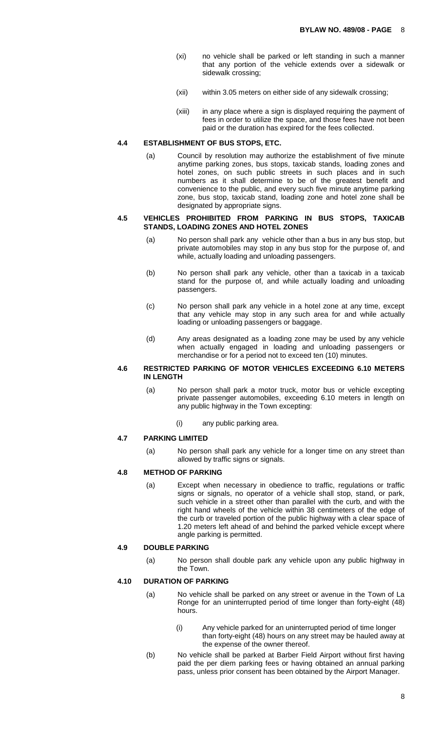(xi) no vehicle shall be parked or left standing in such a manner that any portion of the vehicle extends over a sidewalk or sidewalk crossing;

(xii) within 3.05 meters on either side of any sidewalk crossing;

(xiii) in any place where a sign is displayed requiring the payment of fees in order to utilize the space, and those fees have not been paid or the duration has expired for the fees collected.

### 4.4 ESTABLISHMENT OF BUS STOPS, ETC.

(a) Council by resolution may authorize the establishment of five minute anytime parking zones, bus stops, taxicab stands, loading zones and hotel zones, on such public streets in such places and in such numbers as it shall determine to be of the greatest benefit and convenience to the public, and every such five minute anytime parking zone, bus stop, taxicab stand, loading zone and hotel zone shall be designated by appropriate signs.

### 4.5 VEHICLES PROHIBITED FROM PARKING IN BUS STOPS, TAXICAB STANDS, LOADING ZONES AND HOTEL ZONES

(a) No person shall park any vehicle other than a bus in any bus stop, but private automobiles may stop in any bus stop for the purpose of, and while, actually loading and unloading passengers.

(b) No person shall park any vehicle, other than a taxicab in a taxicab stand for the purpose of, and while actually loading and unloading passengers.

(c) No person shall park any vehicle in a hotel zone at any time, except that any vehicle may stop in any such area for and while actually loading or unloading passengers or baggage.

(d) Any areas designated as a loading zone may be used by any vehicle when actually engaged in loading and unloading passengers or merchandise or for a period not to exceed ten (10) minutes.

### 4.6 RESTRICTED PARKING OF MOTOR VEHICLES EXCEEDING 6.10 METERS IN LENGTH

(a) No person shall park a motor truck, motor bus or vehicle excepting private passenger automobiles, exceeding 6.10 meters in length on any public highway in the Town excepting:

(i) any public parking area.

### 4.7 PARKING LIMITED

(a) No person shall park any vehicle for a longer time on any street than allowed by traffic signs or signals.

### 4.8 METHOD OF PARKING

(a) Except when necessary in obedience to traffic, regulations or traffic signs or signals, no operator of a vehicle shall stop, stand, or park, such vehicle in a street other than parallel with the curb, and with the right hand wheels of the vehicle within 38 centimeters of the edge of the curb or traveled portion of the public highway with a clear space of 1.20 meters left ahead of and behind the parked vehicle except where angle parking is permitted.

### 4.9 DOUBLE PARKING

(a) No person shall double park any vehicle upon any public highway in the Town.

### 4.10 DURATION OF PARKING

(a) No vehicle shall be parked on any street or avenue in the Town of La Ronge for an uninterrupted period of time longer than forty-eight (48) hours.

(i) Any vehicle parked for an uninterrupted period of time longer than forty-eight (48) hours on any street may be hauled away at the expense of the owner thereof.

(b) No vehicle shall be parked at Barber Field Airport without first having paid the per diem parking fees or having obtained an annual parking pass, unless prior consent has been obtained by the Airport Manager.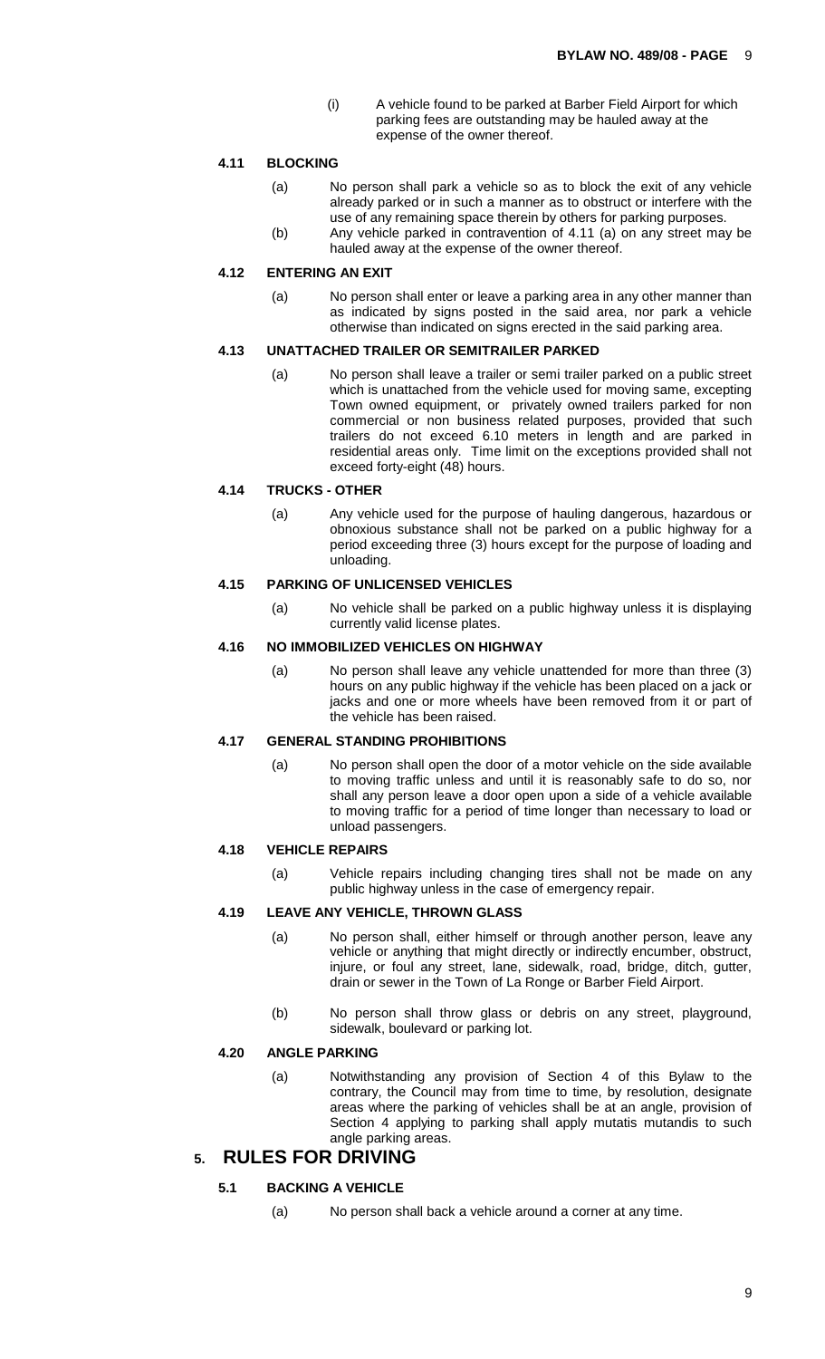(i) A vehicle found to be parked at Barber Field Airport for which parking fees are outstanding may be hauled away at the expense of the owner thereof.

### 4.11 BLOCKING

(a) No person shall park a vehicle so as to block the exit of any vehicle already parked or in such a manner as to obstruct or interfere with the use of any remaining space therein by others for parking purposes.

(b) Any vehicle parked in contravention of 4.11 (a) on any street may be hauled away at the expense of the owner thereof.

### 4.12 ENTERING AN EXIT

(a) No person shall enter or leave a parking area in any other manner than as indicated by signs posted in the said area, nor park a vehicle otherwise than indicated on signs erected in the said parking area.

### 4.13 UNATTACHED TRAILER OR SEMITRAILER PARKED

(a) No person shall leave a trailer or semi trailer parked on a public street which is unattached from the vehicle used for moving same, excepting Town owned equipment, or privately owned trailers parked for non commercial or non business related purposes, provided that such trailers do not exceed 6.10 meters in length and are parked in residential areas only. Time limit on the exceptions provided shall not exceed forty-eight (48) hours.

### 4.14 TRUCKS - OTHER

(a) Any vehicle used for the purpose of hauling dangerous, hazardous or obnoxious substance shall not be parked on a public highway for a period exceeding three (3) hours except for the purpose of loading and unloading.

### 4.15 PARKING OF UNLICENSED VEHICLES

(a) No vehicle shall be parked on a public highway unless it is displaying currently valid license plates.

### 4.16 NO IMMOBILIZED VEHICLES ON HIGHWAY

(a) No person shall leave any vehicle unattended for more than three (3) hours on any public highway if the vehicle has been placed on a jack or jacks and one or more wheels have been removed from it or part of the vehicle has been raised.

### 4.17 GENERAL STANDING PROHIBITIONS

(a) No person shall open the door of a motor vehicle on the side available to moving traffic unless and until it is reasonably safe to do so, nor shall any person leave a door open upon a side of a vehicle available to moving traffic for a period of time longer than necessary to load or unload passengers.

### 4.18 VEHICLE REPAIRS

(a) Vehicle repairs including changing tires shall not be made on any public highway unless in the case of emergency repair.

### 4.19 LEAVE ANY VEHICLE, THROWN GLASS

(a) No person shall, either himself or through another person, leave any vehicle or anything that might directly or indirectly encumber, obstruct, injure, or foul any street, lane, sidewalk, road, bridge, ditch, gutter, drain or sewer in the Town of La Ronge or Barber Field Airport.

(b) No person shall throw glass or debris on any street, playground, sidewalk, boulevard or parking lot.

### 4.20 ANGLE PARKING

(a) Notwithstanding any provision of Section 4 of this Bylaw to the contrary, the Council may from time to time, by resolution, designate areas where the parking of vehicles shall be at an angle, provision of Section 4 applying to parking shall apply mutatis mutandis to such angle parking areas.

## 5. RULES FOR DRIVING

### 5.1 BACKING A VEHICLE

(a) No person shall back a vehicle around a corner at any time.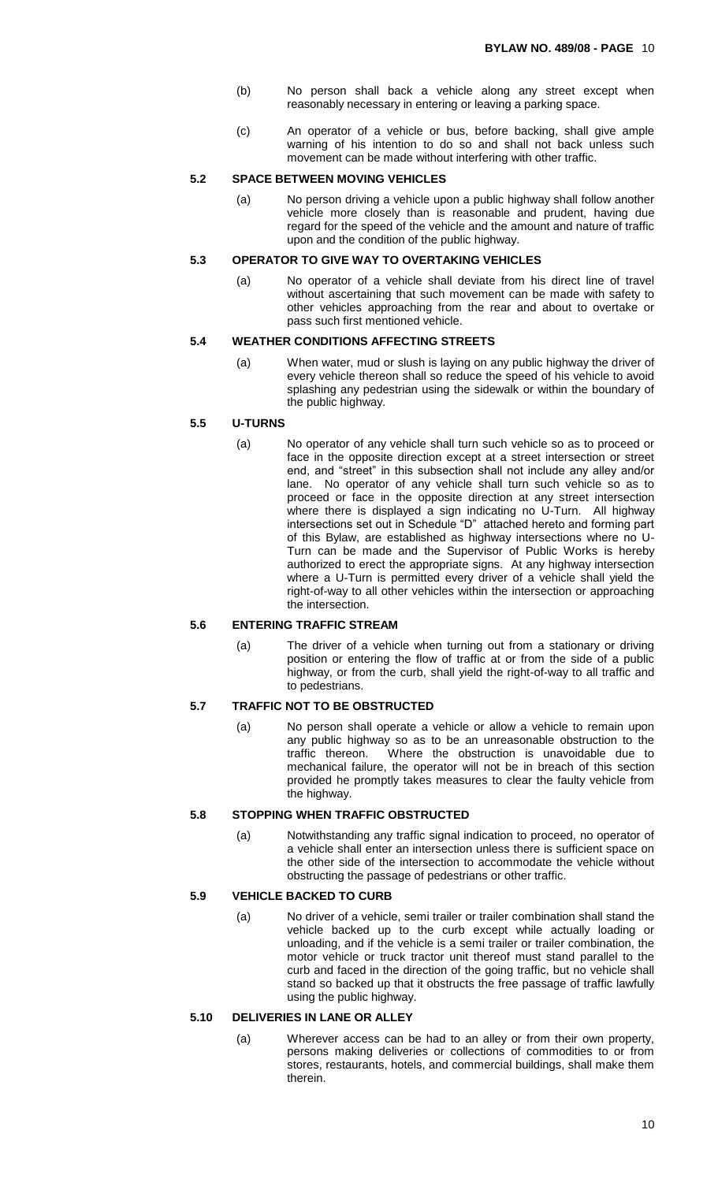(b) No person shall back a vehicle along any street except when reasonably necessary in entering or leaving a parking space.

(c) An operator of a vehicle or bus, before backing, shall give ample warning of his intention to do so and shall not back unless such movement can be made without interfering with other traffic.

### 5.2 SPACE BETWEEN MOVING VEHICLES

(a) No person driving a vehicle upon a public highway shall follow another vehicle more closely than is reasonable and prudent, having due regard for the speed of the vehicle and the amount and nature of traffic upon and the condition of the public highway.

### 5.3 OPERATOR TO GIVE WAY TO OVERTAKING VEHICLES

(a) No operator of a vehicle shall deviate from his direct line of travel without ascertaining that such movement can be made with safety to other vehicles approaching from the rear and about to overtake or pass such first mentioned vehicle.

### 5.4 WEATHER CONDITIONS AFFECTING STREETS

(a) When water, mud or slush is laying on any public highway the driver of every vehicle thereon shall so reduce the speed of his vehicle to avoid splashing any pedestrian using the sidewalk or within the boundary of the public highway.

### 5.5 U-TURNS

(a) No operator of any vehicle shall turn such vehicle so as to proceed or face in the opposite direction except at a street intersection or street end, and "street" in this subsection shall not include any alley and/or lane. No operator of any vehicle shall turn such vehicle so as to proceed or face in the opposite direction at any street intersection where there is displayed a sign indicating no U-Turn. All highway intersections set out in Schedule "D" attached hereto and forming part of this Bylaw, are established as highway intersections where no U-Turn can be made and the Supervisor of Public Works is hereby authorized to erect the appropriate signs. At any highway intersection where a U-Turn is permitted every driver of a vehicle shall yield the right-of-way to all other vehicles within the intersection or approaching the intersection.

### 5.6 ENTERING TRAFFIC STREAM

(a) The driver of a vehicle when turning out from a stationary or driving position or entering the flow of traffic at or from the side of a public highway, or from the curb, shall yield the right-of-way to all traffic and to pedestrians.

### 5.7 TRAFFIC NOT TO BE OBSTRUCTED

(a) No person shall operate a vehicle or allow a vehicle to remain upon any public highway so as to be an unreasonable obstruction to the traffic thereon. Where the obstruction is unavoidable due to mechanical failure, the operator will not be in breach of this section provided he promptly takes measures to clear the faulty vehicle from the highway.

### 5.8 STOPPING WHEN TRAFFIC OBSTRUCTED

(a) Notwithstanding any traffic signal indication to proceed, no operator of a vehicle shall enter an intersection unless there is sufficient space on the other side of the intersection to accommodate the vehicle without obstructing the passage of pedestrians or other traffic.

### 5.9 VEHICLE BACKED TO CURB

(a) No driver of a vehicle, semi trailer or trailer combination shall stand the vehicle backed up to the curb except while actually loading or unloading, and if the vehicle is a semi trailer or trailer combination, the motor vehicle or truck tractor unit thereof must stand parallel to the curb and faced in the direction of the going traffic, but no vehicle shall stand so backed up that it obstructs the free passage of traffic lawfully using the public highway.

### 5.10 DELIVERIES IN LANE OR ALLEY

(a) Wherever access can be had to an alley or from their own property, persons making deliveries or collections of commodities to or from stores, restaurants, hotels, and commercial buildings, shall make them therein.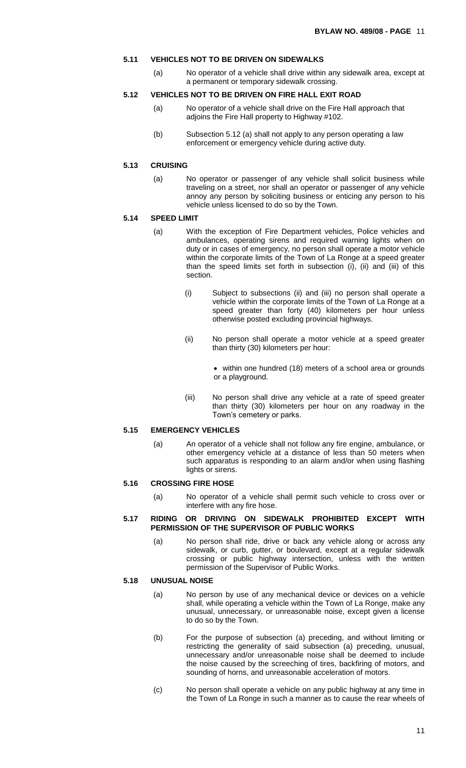### 5.11 VEHICLES NOT TO BE DRIVEN ON SIDEWALKS

(a) No operator of a vehicle shall drive within any sidewalk area, except at a permanent or temporary sidewalk crossing.

### 5.12 VEHICLES NOT TO BE DRIVEN ON FIRE HALL EXIT ROAD

(a) No operator of a vehicle shall drive on the Fire Hall approach that adjoins the Fire Hall property to Highway #102.

(b) Subsection 5.12 (a) shall not apply to any person operating a law enforcement or emergency vehicle during active duty.

### 5.13 CRUISING

(a) No operator or passenger of any vehicle shall solicit business while traveling on a street, nor shall an operator or passenger of any vehicle annoy any person by soliciting business or enticing any person to his vehicle unless licensed to do so by the Town.

### 5.14 SPEED LIMIT

(a) With the exception of Fire Department vehicles, Police vehicles and ambulances, operating sirens and required warning lights when on duty or in cases of emergency, no person shall operate a motor vehicle within the corporate limits of the Town of La Ronge at a speed greater than the speed limits set forth in subsection (i), (ii) and (iii) of this section.

(i) Subject to subsections (ii) and (iii) no person shall operate a vehicle within the corporate limits of the Town of La Ronge at a speed greater than forty (40) kilometers per hour unless otherwise posted excluding provincial highways.

(ii) No person shall operate a motor vehicle at a speed greater than thirty (30) kilometers per hour:

- within one hundred (18) meters of a school area or grounds or a playground.

(iii) No person shall drive any vehicle at a rate of speed greater than thirty (30) kilometers per hour on any roadway in the Town's cemetery or parks.

### 5.15 EMERGENCY VEHICLES

(a) An operator of a vehicle shall not follow any fire engine, ambulance, or other emergency vehicle at a distance of less than 50 meters when such apparatus is responding to an alarm and/or when using flashing lights or sirens.

### 5.16 CROSSING FIRE HOSE

(a) No operator of a vehicle shall permit such vehicle to cross over or interfere with any fire hose.

### 5.17 RIDING OR DRIVING ON SIDEWALK PROHIBITED EXCEPT WITH PERMISSION OF THE SUPERVISOR OF PUBLIC WORKS

(a) No person shall ride, drive or back any vehicle along or across any sidewalk, or curb, gutter, or boulevard, except at a regular sidewalk crossing or public highway intersection, unless with the written permission of the Supervisor of Public Works.

### 5.18 UNUSUAL NOISE

(a) No person by use of any mechanical device or devices on a vehicle shall, while operating a vehicle within the Town of La Ronge, make any unusual, unnecessary, or unreasonable noise, except given a license to do so by the Town.

(b) For the purpose of subsection (a) preceding, and without limiting or restricting the generality of said subsection (a) preceding, unusual, unnecessary and/or unreasonable noise shall be deemed to include the noise caused by the screeching of tires, backfiring of motors, and sounding of horns, and unreasonable acceleration of motors.

(c) No person shall operate a vehicle on any public highway at any time in the Town of La Ronge in such a manner as to cause the rear wheels of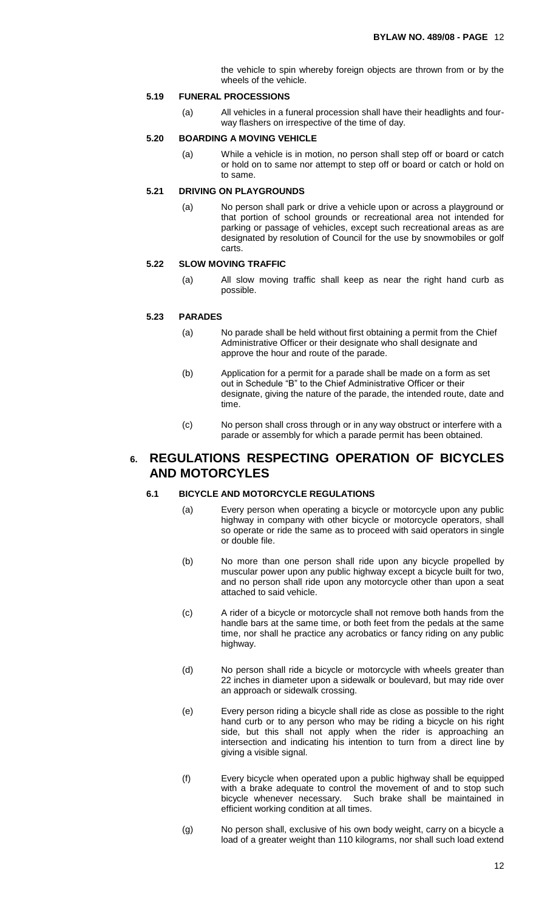the vehicle to spin whereby foreign objects are thrown from or by the wheels of the vehicle.

### 5.19 FUNERAL PROCESSIONS

(a) All vehicles in a funeral procession shall have their headlights and four-way flashers on irrespective of the time of day.

### 5.20 BOARDING A MOVING VEHICLE

(a) While a vehicle is in motion, no person shall step off or board or catch or hold on to same nor attempt to step off or board or catch or hold on to same.

### 5.21 DRIVING ON PLAYGROUNDS

(a) No person shall park or drive a vehicle upon or across a playground or that portion of school grounds or recreational area not intended for parking or passage of vehicles, except such recreational areas as are designated by resolution of Council for the use by snowmobiles or golf carts.

### 5.22 SLOW MOVING TRAFFIC

(a) All slow moving traffic shall keep as near the right hand curb as possible.

### 5.23 PARADES

(a) No parade shall be held without first obtaining a permit from the Chief Administrative Officer or their designate who shall designate and approve the hour and route of the parade.

(b) Application for a permit for a parade shall be made on a form as set out in Schedule "B" to the Chief Administrative Officer or their designate, giving the nature of the parade, the intended route, date and time.

(c) No person shall cross through or in any way obstruct or interfere with a parade or assembly for which a parade permit has been obtained.

## 6. REGULATIONS RESPECTING OPERATION OF BICYCLES AND MOTORCYLES

### 6.1 BICYCLE AND MOTORCYCLE REGULATIONS

(a) Every person when operating a bicycle or motorcycle upon any public highway in company with other bicycle or motorcycle operators, shall so operate or ride the same as to proceed with said operators in single or double file.

(b) No more than one person shall ride upon any bicycle propelled by muscular power upon any public highway except a bicycle built for two, and no person shall ride upon any motorcycle other than upon a seat attached to said vehicle.

(c) A rider of a bicycle or motorcycle shall not remove both hands from the handle bars at the same time, or both feet from the pedals at the same time, nor shall he practice any acrobatics or fancy riding on any public highway.

(d) No person shall ride a bicycle or motorcycle with wheels greater than 22 inches in diameter upon a sidewalk or boulevard, but may ride over an approach or sidewalk crossing.

(e) Every person riding a bicycle shall ride as close as possible to the right hand curb or to any person who may be riding a bicycle on his right side, but this shall not apply when the rider is approaching an intersection and indicating his intention to turn from a direct line by giving a visible signal.

(f) Every bicycle when operated upon a public highway shall be equipped with a brake adequate to control the movement of and to stop such bicycle whenever necessary. Such brake shall be maintained in efficient working condition at all times.

(g) No person shall, exclusive of his own body weight, carry on a bicycle a load of a greater weight than 110 kilograms, nor shall such load extend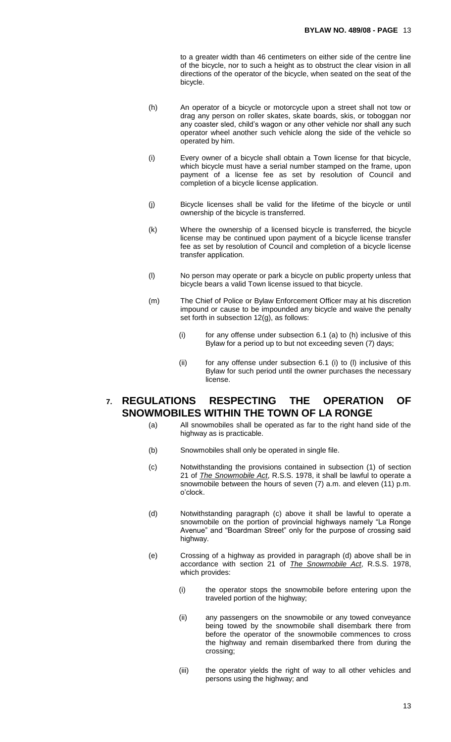to a greater width than 46 centimeters on either side of the centre line of the bicycle, nor to such a height as to obstruct the clear vision in all directions of the operator of the bicycle, when seated on the seat of the bicycle.

(h) An operator of a bicycle or motorcycle upon a street shall not tow or drag any person on roller skates, skate boards, skis, or toboggan nor any coaster sled, child's wagon or any other vehicle nor shall any such operator wheel another such vehicle along the side of the vehicle so operated by him.

(i) Every owner of a bicycle shall obtain a Town license for that bicycle, which bicycle must have a serial number stamped on the frame, upon payment of a license fee as set by resolution of Council and completion of a bicycle license application.

(j) Bicycle licenses shall be valid for the lifetime of the bicycle or until ownership of the bicycle is transferred.

(k) Where the ownership of a licensed bicycle is transferred, the bicycle license may be continued upon payment of a bicycle license transfer fee as set by resolution of Council and completion of a bicycle license transfer application.

(l) No person may operate or park a bicycle on public property unless that bicycle bears a valid Town license issued to that bicycle.

(m) The Chief of Police or Bylaw Enforcement Officer may at his discretion impound or cause to be impounded any bicycle and waive the penalty set forth in subsection 12(g), as follows:

  (i) for any offense under subsection 6.1 (a) to (h) inclusive of this Bylaw for a period up to but not exceeding seven (7) days;

  (ii) for any offense under subsection 6.1 (i) to (l) inclusive of this Bylaw for such period until the owner purchases the necessary license.

## 7. REGULATIONS RESPECTING THE OPERATION OF SNOWMOBILES WITHIN THE TOWN OF LA RONGE

(a) All snowmobiles shall be operated as far to the right hand side of the highway as is practicable.

(b) Snowmobiles shall only be operated in single file.

(c) Notwithstanding the provisions contained in subsection (1) of section 21 of ***The Snowmobile Act***, R.S.S. 1978, it shall be lawful to operate a snowmobile between the hours of seven (7) a.m. and eleven (11) p.m. o'clock.

(d) Notwithstanding paragraph (c) above it shall be lawful to operate a snowmobile on the portion of provincial highways namely "La Ronge Avenue" and "Boardman Street" only for the purpose of crossing said highway.

(e) Crossing of a highway as provided in paragraph (d) above shall be in accordance with section 21 of ***The Snowmobile Act***, R.S.S. 1978, which provides:

  (i) the operator stops the snowmobile before entering upon the traveled portion of the highway;

  (ii) any passengers on the snowmobile or any towed conveyance being towed by the snowmobile shall disembark there from before the operator of the snowmobile commences to cross the highway and remain disembarked there from during the crossing;

  (iii) the operator yields the right of way to all other vehicles and persons using the highway; and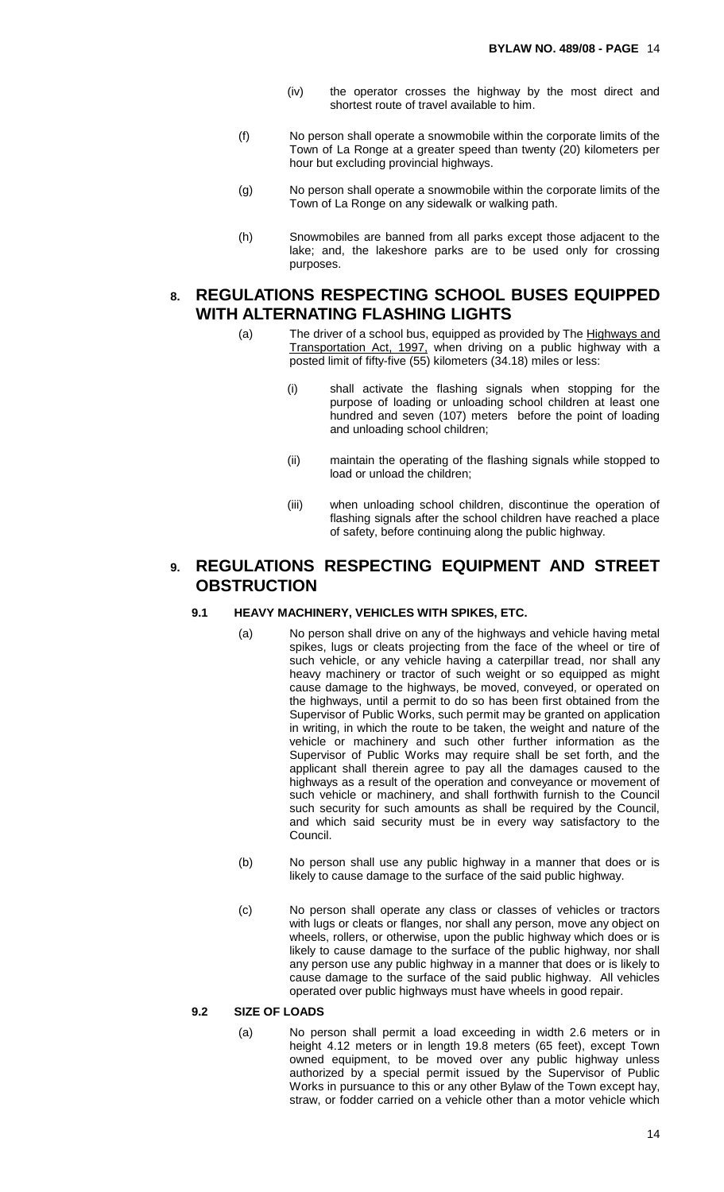(iv) the operator crosses the highway by the most direct and shortest route of travel available to him.

(f) No person shall operate a snowmobile within the corporate limits of the Town of La Ronge at a greater speed than twenty (20) kilometers per hour but excluding provincial highways.

(g) No person shall operate a snowmobile within the corporate limits of the Town of La Ronge on any sidewalk or walking path.

(h) Snowmobiles are banned from all parks except those adjacent to the lake; and, the lakeshore parks are to be used only for crossing purposes.

## 8. REGULATIONS RESPECTING SCHOOL BUSES EQUIPPED WITH ALTERNATING FLASHING LIGHTS

(a) The driver of a school bus, equipped as provided by The Highways and Transportation Act, 1997, when driving on a public highway with a posted limit of fifty-five (55) kilometers (34.18) miles or less:

(i) shall activate the flashing signals when stopping for the purpose of loading or unloading school children at least one hundred and seven (107) meters before the point of loading and unloading school children;

(ii) maintain the operating of the flashing signals while stopped to load or unload the children;

(iii) when unloading school children, discontinue the operation of flashing signals after the school children have reached a place of safety, before continuing along the public highway.

## 9. REGULATIONS RESPECTING EQUIPMENT AND STREET OBSTRUCTION

### 9.1 HEAVY MACHINERY, VEHICLES WITH SPIKES, ETC.

(a) No person shall drive on any of the highways and vehicle having metal spikes, lugs or cleats projecting from the face of the wheel or tire of such vehicle, or any vehicle having a caterpillar tread, nor shall any heavy machinery or tractor of such weight or so equipped as might cause damage to the highways, be moved, conveyed, or operated on the highways, until a permit to do so has been first obtained from the Supervisor of Public Works, such permit may be granted on application in writing, in which the route to be taken, the weight and nature of the vehicle or machinery and such other further information as the Supervisor of Public Works may require shall be set forth, and the applicant shall therein agree to pay all the damages caused to the highways as a result of the operation and conveyance or movement of such vehicle or machinery, and shall forthwith furnish to the Council such security for such amounts as shall be required by the Council, and which said security must be in every way satisfactory to the Council.

(b) No person shall use any public highway in a manner that does or is likely to cause damage to the surface of the said public highway.

(c) No person shall operate any class or classes of vehicles or tractors with lugs or cleats or flanges, nor shall any person, move any object on wheels, rollers, or otherwise, upon the public highway which does or is likely to cause damage to the surface of the public highway, nor shall any person use any public highway in a manner that does or is likely to cause damage to the surface of the said public highway. All vehicles operated over public highways must have wheels in good repair.

### 9.2 SIZE OF LOADS

(a) No person shall permit a load exceeding in width 2.6 meters or in height 4.12 meters or in length 19.8 meters (65 feet), except Town owned equipment, to be moved over any public highway unless authorized by a special permit issued by the Supervisor of Public Works in pursuance to this or any other Bylaw of the Town except hay, straw, or fodder carried on a vehicle other than a motor vehicle which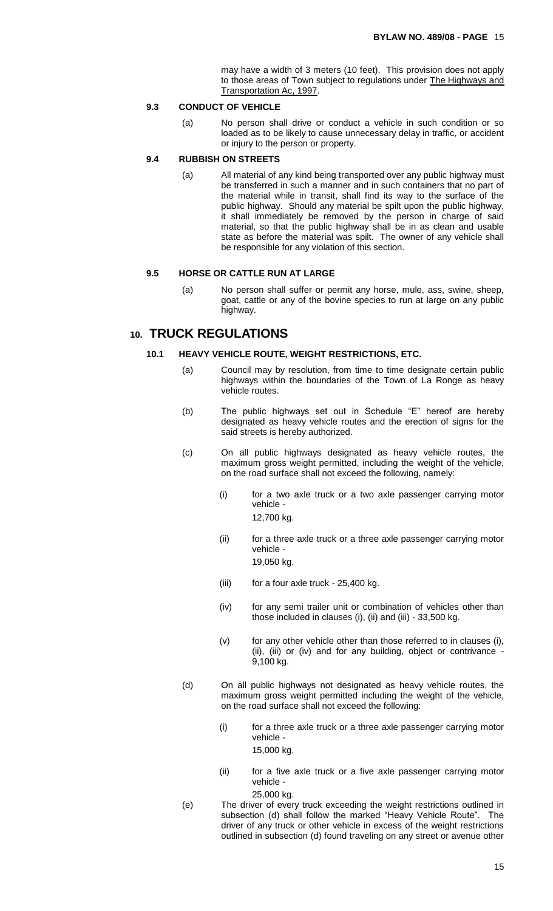may have a width of 3 meters (10 feet). This provision does not apply to those areas of Town subject to regulations under The Highways and Transportation Ac, 1997.

### 9.3 CONDUCT OF VEHICLE

(a) No person shall drive or conduct a vehicle in such condition or so loaded as to be likely to cause unnecessary delay in traffic, or accident or injury to the person or property.

### 9.4 RUBBISH ON STREETS

(a) All material of any kind being transported over any public highway must be transferred in such a manner and in such containers that no part of the material while in transit, shall find its way to the surface of the public highway. Should any material be spilt upon the public highway, it shall immediately be removed by the person in charge of said material, so that the public highway shall be in as clean and usable state as before the material was spilt. The owner of any vehicle shall be responsible for any violation of this section.

### 9.5 HORSE OR CATTLE RUN AT LARGE

(a) No person shall suffer or permit any horse, mule, ass, swine, sheep, goat, cattle or any of the bovine species to run at large on any public highway.

## 10. TRUCK REGULATIONS

### 10.1 HEAVY VEHICLE ROUTE, WEIGHT RESTRICTIONS, ETC.

(a) Council may by resolution, from time to time designate certain public highways within the boundaries of the Town of La Ronge as heavy vehicle routes.

(b) The public highways set out in Schedule "E" hereof are hereby designated as heavy vehicle routes and the erection of signs for the said streets is hereby authorized.

(c) On all public highways designated as heavy vehicle routes, the maximum gross weight permitted, including the weight of the vehicle, on the road surface shall not exceed the following, namely:

(i) for a two axle truck or a two axle passenger carrying motor vehicle -
12,700 kg.

(ii) for a three axle truck or a three axle passenger carrying motor vehicle -
19,050 kg.

(iii) for a four axle truck - 25,400 kg.

(iv) for any semi trailer unit or combination of vehicles other than those included in clauses (i), (ii) and (iii) - 33,500 kg.

(v) for any other vehicle other than those referred to in clauses (i), (ii), (iii) or (iv) and for any building, object or contrivance - 9,100 kg.

(d) On all public highways not designated as heavy vehicle routes, the maximum gross weight permitted including the weight of the vehicle, on the road surface shall not exceed the following:

(i) for a three axle truck or a three axle passenger carrying motor vehicle -
15,000 kg.

(ii) for a five axle truck or a five axle passenger carrying motor vehicle -
25,000 kg.

(e) The driver of every truck exceeding the weight restrictions outlined in subsection (d) shall follow the marked "Heavy Vehicle Route". The driver of any truck or other vehicle in excess of the weight restrictions outlined in subsection (d) found traveling on any street or avenue other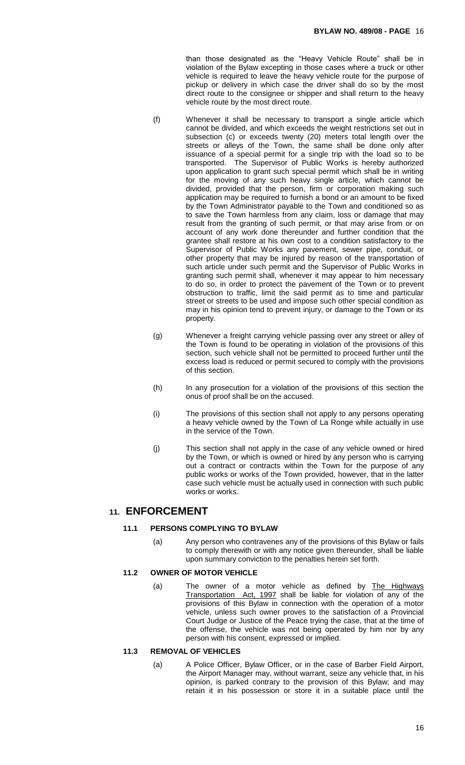than those designated as the "Heavy Vehicle Route" shall be in violation of the Bylaw excepting in those cases where a truck or other vehicle is required to leave the heavy vehicle route for the purpose of pickup or delivery in which case the driver shall do so by the most direct route to the consignee or shipper and shall return to the heavy vehicle route by the most direct route.

(f) Whenever it shall be necessary to transport a single article which cannot be divided, and which exceeds the weight restrictions set out in subsection (c) or exceeds twenty (20) meters total length over the streets or alleys of the Town, the same shall be done only after issuance of a special permit for a single trip with the load so to be transported. The Supervisor of Public Works is hereby authorized upon application to grant such special permit which shall be in writing for the moving of any such heavy single article, which cannot be divided, provided that the person, firm or corporation making such application may be required to furnish a bond or an amount to be fixed by the Town Administrator payable to the Town and conditioned so as to save the Town harmless from any claim, loss or damage that may result from the granting of such permit, or that may arise from or on account of any work done thereunder and further condition that the grantee shall restore at his own cost to a condition satisfactory to the Supervisor of Public Works any pavement, sewer pipe, conduit, or other property that may be injured by reason of the transportation of such article under such permit and the Supervisor of Public Works in granting such permit shall, whenever it may appear to him necessary to do so, in order to protect the pavement of the Town or to prevent obstruction to traffic, limit the said permit as to time and particular street or streets to be used and impose such other special condition as may in his opinion tend to prevent injury, or damage to the Town or its property.

(g) Whenever a freight carrying vehicle passing over any street or alley of the Town is found to be operating in violation of the provisions of this section, such vehicle shall not be permitted to proceed further until the excess load is reduced or permit secured to comply with the provisions of this section.

(h) In any prosecution for a violation of the provisions of this section the onus of proof shall be on the accused.

(i) The provisions of this section shall not apply to any persons operating a heavy vehicle owned by the Town of La Ronge while actually in use in the service of the Town.

(j) This section shall not apply in the case of any vehicle owned or hired by the Town, or which is owned or hired by any person who is carrying out a contract or contracts within the Town for the purpose of any public works or works of the Town provided, however, that in the latter case such vehicle must be actually used in connection with such public works or works.

## 11. ENFORCEMENT

### 11.1 PERSONS COMPLYING TO BYLAW

(a) Any person who contravenes any of the provisions of this Bylaw or fails to comply therewith or with any notice given thereunder, shall be liable upon summary conviction to the penalties herein set forth.

### 11.2 OWNER OF MOTOR VEHICLE

(a) The owner of a motor vehicle as defined by The Highways Transportation Act, 1997 shall be liable for violation of any of the provisions of this Bylaw in connection with the operation of a motor vehicle, unless such owner proves to the satisfaction of a Provincial Court Judge or Justice of the Peace trying the case, that at the time of the offense, the vehicle was not being operated by him nor by any person with his consent, expressed or implied.

### 11.3 REMOVAL OF VEHICLES

(a) A Police Officer, Bylaw Officer, or in the case of Barber Field Airport, the Airport Manager may, without warrant, seize any vehicle that, in his opinion, is parked contrary to the provision of this Bylaw; and may retain it in his possession or store it in a suitable place until the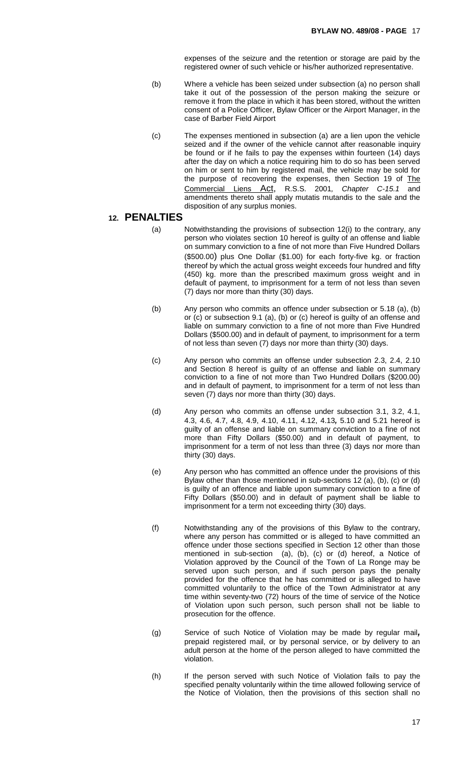expenses of the seizure and the retention or storage are paid by the registered owner of such vehicle or his/her authorized representative.

(b) Where a vehicle has been seized under subsection (a) no person shall take it out of the possession of the person making the seizure or remove it from the place in which it has been stored, without the written consent of a Police Officer, Bylaw Officer or the Airport Manager, in the case of Barber Field Airport

(c) The expenses mentioned in subsection (a) are a lien upon the vehicle seized and if the owner of the vehicle cannot after reasonable inquiry be found or if he fails to pay the expenses within fourteen (14) days after the day on which a notice requiring him to do so has been served on him or sent to him by registered mail, the vehicle may be sold for the purpose of recovering the expenses, then Section 19 of The Commercial Liens Act, R.S.S. 2001, *Chapter C-15.1* and amendments thereto shall apply mutatis mutandis to the sale and the disposition of any surplus monies.

## 12. PENALTIES

(a) Notwithstanding the provisions of subsection 12(i) to the contrary, any person who violates section 10 hereof is guilty of an offense and liable on summary conviction to a fine of not more than Five Hundred Dollars ($500.00) plus One Dollar ($1.00) for each forty-five kg. or fraction thereof by which the actual gross weight exceeds four hundred and fifty (450) kg. more than the prescribed maximum gross weight and in default of payment, to imprisonment for a term of not less than seven (7) days nor more than thirty (30) days.

(b) Any person who commits an offence under subsection or 5.18 (a), (b) or (c) or subsection 9.1 (a), (b) or (c) hereof is guilty of an offense and liable on summary conviction to a fine of not more than Five Hundred Dollars ($500.00) and in default of payment, to imprisonment for a term of not less than seven (7) days nor more than thirty (30) days.

(c) Any person who commits an offense under subsection 2.3, 2.4, 2.10 and Section 8 hereof is guilty of an offense and liable on summary conviction to a fine of not more than Two Hundred Dollars ($200.00) and in default of payment, to imprisonment for a term of not less than seven (7) days nor more than thirty (30) days.

(d) Any person who commits an offense under subsection 3.1, 3.2, 4.1, 4.3, 4.6, 4.7, 4.8, 4.9, 4.10, 4.11, 4.12, 4.13, 5.10 and 5.21 hereof is guilty of an offense and liable on summary conviction to a fine of not more than Fifty Dollars ($50.00) and in default of payment, to imprisonment for a term of not less than three (3) days nor more than thirty (30) days.

(e) Any person who has committed an offence under the provisions of this Bylaw other than those mentioned in sub-sections 12 (a), (b), (c) or (d) is guilty of an offence and liable upon summary conviction to a fine of Fifty Dollars ($50.00) and in default of payment shall be liable to imprisonment for a term not exceeding thirty (30) days.

(f) Notwithstanding any of the provisions of this Bylaw to the contrary, where any person has committed or is alleged to have committed an offence under those sections specified in Section 12 other than those mentioned in sub-section (a), (b), (c) or (d) hereof, a Notice of Violation approved by the Council of the Town of La Ronge may be served upon such person, and if such person pays the penalty provided for the offence that he has committed or is alleged to have committed voluntarily to the office of the Town Administrator at any time within seventy-two (72) hours of the time of service of the Notice of Violation upon such person, such person shall not be liable to prosecution for the offence.

(g) Service of such Notice of Violation may be made by regular mail**,** prepaid registered mail, or by personal service, or by delivery to an adult person at the home of the person alleged to have committed the violation.

(h) If the person served with such Notice of Violation fails to pay the specified penalty voluntarily within the time allowed following service of the Notice of Violation, then the provisions of this section shall no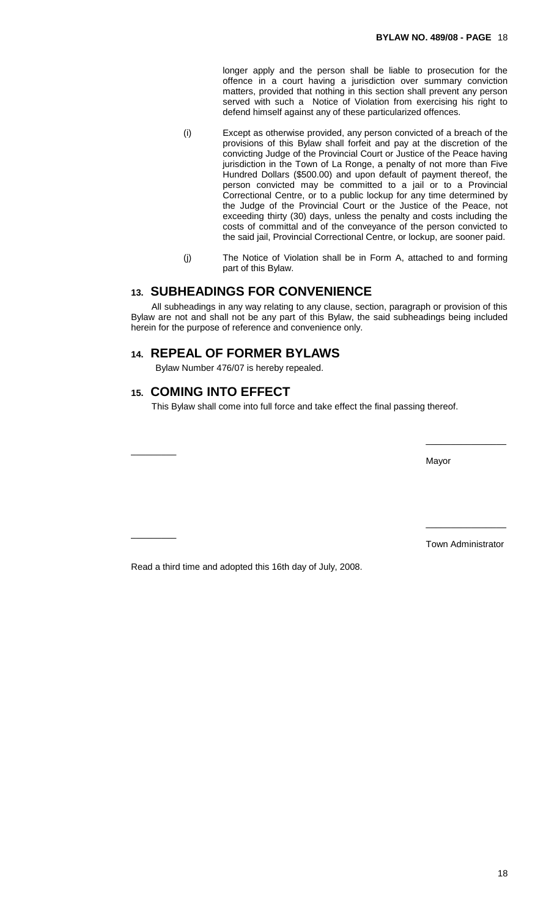longer apply and the person shall be liable to prosecution for the offence in a court having a jurisdiction over summary conviction matters, provided that nothing in this section shall prevent any person served with such a Notice of Violation from exercising his right to defend himself against any of these particularized offences.

(i) Except as otherwise provided, any person convicted of a breach of the provisions of this Bylaw shall forfeit and pay at the discretion of the convicting Judge of the Provincial Court or Justice of the Peace having jurisdiction in the Town of La Ronge, a penalty of not more than Five Hundred Dollars ($500.00) and upon default of payment thereof, the person convicted may be committed to a jail or to a Provincial Correctional Centre, or to a public lockup for any time determined by the Judge of the Provincial Court or the Justice of the Peace, not exceeding thirty (30) days, unless the penalty and costs including the costs of committal and of the conveyance of the person convicted to the said jail, Provincial Correctional Centre, or lockup, are sooner paid.

(j) The Notice of Violation shall be in Form A, attached to and forming part of this Bylaw.

## 13. SUBHEADINGS FOR CONVENIENCE

All subheadings in any way relating to any clause, section, paragraph or provision of this Bylaw are not and shall not be any part of this Bylaw, the said subheadings being included herein for the purpose of reference and convenience only.

## 14. REPEAL OF FORMER BYLAWS

Bylaw Number 476/07 is hereby repealed.

## 15. COMING INTO EFFECT

This Bylaw shall come into full force and take effect the final passing thereof.

Mayor

Town Administrator

Read a third time and adopted this 16th day of July, 2008.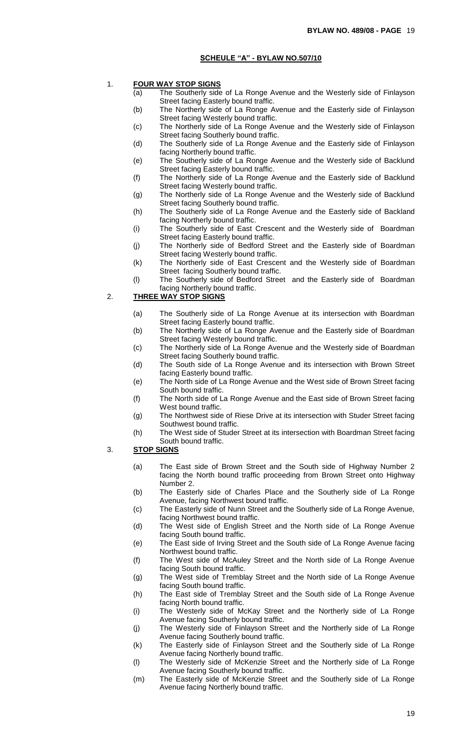**SCHEULE "A" - BYLAW NO.507/10**

1. **FOUR WAY STOP SIGNS**
   - (a) The Southerly side of La Ronge Avenue and the Westerly side of Finlayson Street facing Easterly bound traffic.
   - (b) The Northerly side of La Ronge Avenue and the Easterly side of Finlayson Street facing Westerly bound traffic.
   - (c) The Northerly side of La Ronge Avenue and the Westerly side of Finlayson Street facing Southerly bound traffic.
   - (d) The Southerly side of La Ronge Avenue and the Easterly side of Finlayson facing Northerly bound traffic.
   - (e) The Southerly side of La Ronge Avenue and the Westerly side of Backlund Street facing Easterly bound traffic.
   - (f) The Northerly side of La Ronge Avenue and the Easterly side of Backlund Street facing Westerly bound traffic.
   - (g) The Northerly side of La Ronge Avenue and the Westerly side of Backlund Street facing Southerly bound traffic.
   - (h) The Southerly side of La Ronge Avenue and the Easterly side of Backland facing Northerly bound traffic.
   - (i) The Southerly side of East Crescent and the Westerly side of Boardman Street facing Easterly bound traffic.
   - (j) The Northerly side of Bedford Street and the Easterly side of Boardman Street facing Westerly bound traffic.
   - (k) The Northerly side of East Crescent and the Westerly side of Boardman Street facing Southerly bound traffic.
   - (l) The Southerly side of Bedford Street and the Easterly side of Boardman facing Northerly bound traffic.

2. **THREE WAY STOP SIGNS**
   - (a) The Southerly side of La Ronge Avenue at its intersection with Boardman Street facing Easterly bound traffic.
   - (b) The Northerly side of La Ronge Avenue and the Easterly side of Boardman Street facing Westerly bound traffic.
   - (c) The Northerly side of La Ronge Avenue and the Westerly side of Boardman Street facing Southerly bound traffic.
   - (d) The South side of La Ronge Avenue and its intersection with Brown Street facing Easterly bound traffic.
   - (e) The North side of La Ronge Avenue and the West side of Brown Street facing South bound traffic.
   - (f) The North side of La Ronge Avenue and the East side of Brown Street facing West bound traffic.
   - (g) The Northwest side of Riese Drive at its intersection with Studer Street facing Southwest bound traffic.
   - (h) The West side of Studer Street at its intersection with Boardman Street facing South bound traffic.

3. **STOP SIGNS**
   - (a) The East side of Brown Street and the South side of Highway Number 2 facing the North bound traffic proceeding from Brown Street onto Highway Number 2.
   - (b) The Easterly side of Charles Place and the Southerly side of La Ronge Avenue, facing Northwest bound traffic.
   - (c) The Easterly side of Nunn Street and the Southerly side of La Ronge Avenue, facing Northwest bound traffic.
   - (d) The West side of English Street and the North side of La Ronge Avenue facing South bound traffic.
   - (e) The East side of Irving Street and the South side of La Ronge Avenue facing Northwest bound traffic.
   - (f) The West side of McAuley Street and the North side of La Ronge Avenue facing South bound traffic.
   - (g) The West side of Tremblay Street and the North side of La Ronge Avenue facing South bound traffic.
   - (h) The East side of Tremblay Street and the South side of La Ronge Avenue facing North bound traffic.
   - (i) The Westerly side of McKay Street and the Northerly side of La Ronge Avenue facing Southerly bound traffic.
   - (j) The Westerly side of Finlayson Street and the Northerly side of La Ronge Avenue facing Southerly bound traffic.
   - (k) The Easterly side of Finlayson Street and the Southerly side of La Ronge Avenue facing Northerly bound traffic.
   - (l) The Westerly side of McKenzie Street and the Northerly side of La Ronge Avenue facing Southerly bound traffic.
   - (m) The Easterly side of McKenzie Street and the Southerly side of La Ronge Avenue facing Northerly bound traffic.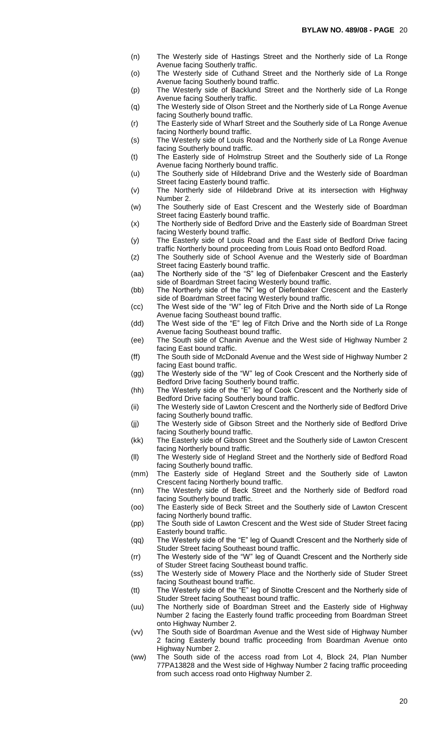(n) The Westerly side of Hastings Street and the Northerly side of La Ronge Avenue facing Southerly traffic.

(o) The Westerly side of Cuthand Street and the Northerly side of La Ronge Avenue facing Southerly bound traffic.

(p) The Westerly side of Backlund Street and the Northerly side of La Ronge Avenue facing Southerly traffic.

(q) The Westerly side of Olson Street and the Northerly side of La Ronge Avenue facing Southerly bound traffic.

(r) The Easterly side of Wharf Street and the Southerly side of La Ronge Avenue facing Northerly bound traffic.

(s) The Westerly side of Louis Road and the Northerly side of La Ronge Avenue facing Southerly bound traffic.

(t) The Easterly side of Holmstrup Street and the Southerly side of La Ronge Avenue facing Northerly bound traffic.

(u) The Southerly side of Hildebrand Drive and the Westerly side of Boardman Street facing Easterly bound traffic.

(v) The Northerly side of Hildebrand Drive at its intersection with Highway Number 2.

(w) The Southerly side of East Crescent and the Westerly side of Boardman Street facing Easterly bound traffic.

(x) The Northerly side of Bedford Drive and the Easterly side of Boardman Street facing Westerly bound traffic.

(y) The Easterly side of Louis Road and the East side of Bedford Drive facing traffic Northerly bound proceeding from Louis Road onto Bedford Road.

(z) The Southerly side of School Avenue and the Westerly side of Boardman Street facing Easterly bound traffic.

(aa) The Northerly side of the "S" leg of Diefenbaker Crescent and the Easterly side of Boardman Street facing Westerly bound traffic.

(bb) The Northerly side of the "N" leg of Diefenbaker Crescent and the Easterly side of Boardman Street facing Westerly bound traffic.

(cc) The West side of the "W" leg of Fitch Drive and the North side of La Ronge Avenue facing Southeast bound traffic.

(dd) The West side of the "E" leg of Fitch Drive and the North side of La Ronge Avenue facing Southeast bound traffic.

(ee) The South side of Chanin Avenue and the West side of Highway Number 2 facing East bound traffic.

(ff) The South side of McDonald Avenue and the West side of Highway Number 2 facing East bound traffic.

(gg) The Westerly side of the "W" leg of Cook Crescent and the Northerly side of Bedford Drive facing Southerly bound traffic.

(hh) The Westerly side of the "E" leg of Cook Crescent and the Northerly side of Bedford Drive facing Southerly bound traffic.

(ii) The Westerly side of Lawton Crescent and the Northerly side of Bedford Drive facing Southerly bound traffic.

(jj) The Westerly side of Gibson Street and the Northerly side of Bedford Drive facing Southerly bound traffic.

(kk) The Easterly side of Gibson Street and the Southerly side of Lawton Crescent facing Northerly bound traffic.

(ll) The Westerly side of Hegland Street and the Northerly side of Bedford Road facing Southerly bound traffic.

(mm) The Easterly side of Hegland Street and the Southerly side of Lawton Crescent facing Northerly bound traffic.

(nn) The Westerly side of Beck Street and the Northerly side of Bedford road facing Southerly bound traffic.

(oo) The Easterly side of Beck Street and the Southerly side of Lawton Crescent facing Northerly bound traffic.

(pp) The South side of Lawton Crescent and the West side of Studer Street facing Easterly bound traffic.

(qq) The Westerly side of the "E" leg of Quandt Crescent and the Northerly side of Studer Street facing Southeast bound traffic.

(rr) The Westerly side of the "W" leg of Quandt Crescent and the Northerly side of Studer Street facing Southeast bound traffic.

(ss) The Westerly side of Mowery Place and the Northerly side of Studer Street facing Southeast bound traffic.

(tt) The Westerly side of the "E" leg of Sinotte Crescent and the Northerly side of Studer Street facing Southeast bound traffic.

(uu) The Northerly side of Boardman Street and the Easterly side of Highway Number 2 facing the Easterly found traffic proceeding from Boardman Street onto Highway Number 2.

(vv) The South side of Boardman Avenue and the West side of Highway Number 2 facing Easterly bound traffic proceeding from Boardman Avenue onto Highway Number 2.

(ww) The South side of the access road from Lot 4, Block 24, Plan Number 77PA13828 and the West side of Highway Number 2 facing traffic proceeding from such access road onto Highway Number 2.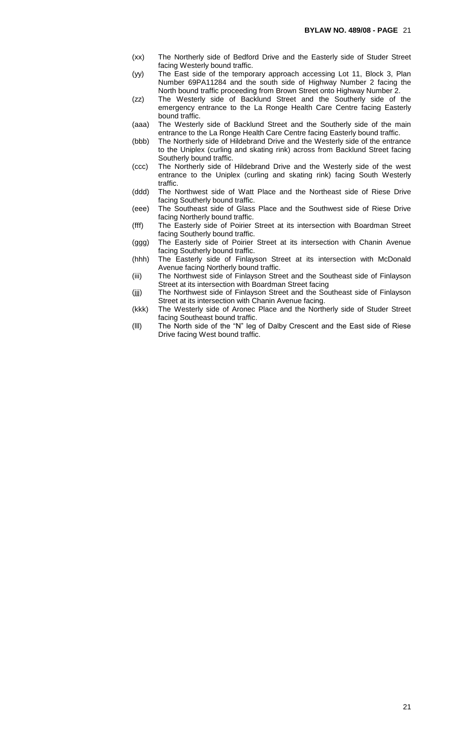(xx) The Northerly side of Bedford Drive and the Easterly side of Studer Street facing Westerly bound traffic.

(yy) The East side of the temporary approach accessing Lot 11, Block 3, Plan Number 69PA11284 and the south side of Highway Number 2 facing the North bound traffic proceeding from Brown Street onto Highway Number 2.

(zz) The Westerly side of Backlund Street and the Southerly side of the emergency entrance to the La Ronge Health Care Centre facing Easterly bound traffic.

(aaa) The Westerly side of Backlund Street and the Southerly side of the main entrance to the La Ronge Health Care Centre facing Easterly bound traffic.

(bbb) The Northerly side of Hildebrand Drive and the Westerly side of the entrance to the Uniplex (curling and skating rink) across from Backlund Street facing Southerly bound traffic.

(ccc) The Northerly side of Hildebrand Drive and the Westerly side of the west entrance to the Uniplex (curling and skating rink) facing South Westerly traffic.

(ddd) The Northwest side of Watt Place and the Northeast side of Riese Drive facing Southerly bound traffic.

(eee) The Southeast side of Glass Place and the Southwest side of Riese Drive facing Northerly bound traffic.

(fff) The Easterly side of Poirier Street at its intersection with Boardman Street facing Southerly bound traffic.

(ggg) The Easterly side of Poirier Street at its intersection with Chanin Avenue facing Southerly bound traffic.

(hhh) The Easterly side of Finlayson Street at its intersection with McDonald Avenue facing Northerly bound traffic.

(iii) The Northwest side of Finlayson Street and the Southeast side of Finlayson Street at its intersection with Boardman Street facing

(jjj) The Northwest side of Finlayson Street and the Southeast side of Finlayson Street at its intersection with Chanin Avenue facing.

(kkk) The Westerly side of Aronec Place and the Northerly side of Studer Street facing Southeast bound traffic.

(lll) The North side of the "N" leg of Dalby Crescent and the East side of Riese Drive facing West bound traffic.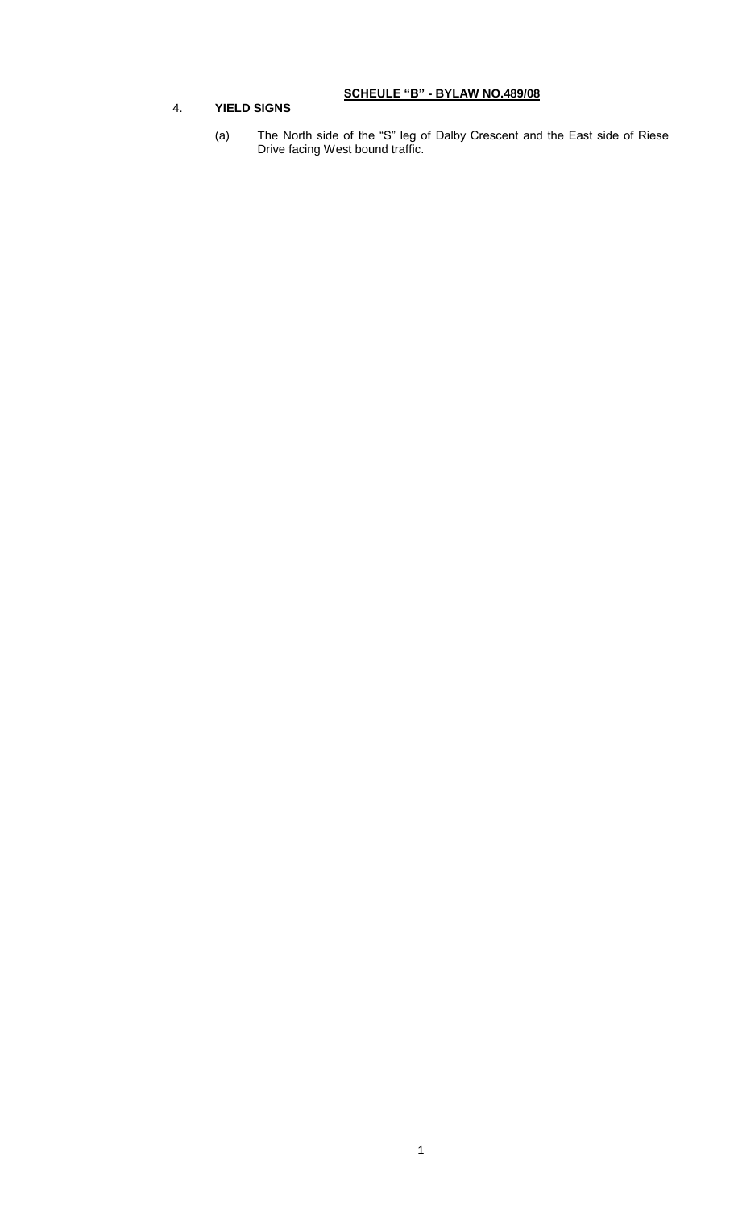**SCHEULE "B" - BYLAW NO.489/08**

4. **YIELD SIGNS**

   (a) The North side of the "S" leg of Dalby Crescent and the East side of Riese Drive facing West bound traffic.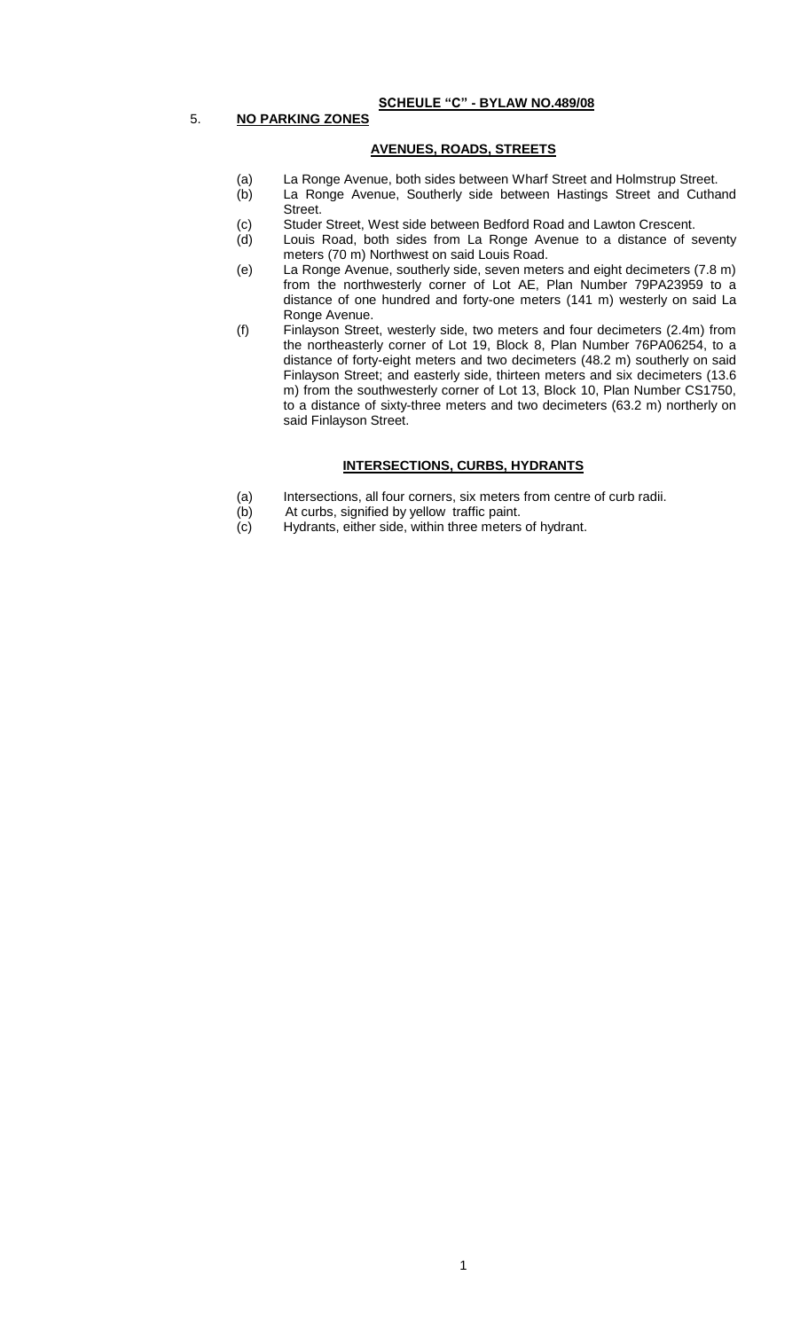**SCHEULE "C" - BYLAW NO.489/08**

5. **NO PARKING ZONES**

**AVENUES, ROADS, STREETS**

(a) La Ronge Avenue, both sides between Wharf Street and Holmstrup Street.

(b) La Ronge Avenue, Southerly side between Hastings Street and Cuthand Street.

(c) Studer Street, West side between Bedford Road and Lawton Crescent.

(d) Louis Road, both sides from La Ronge Avenue to a distance of seventy meters (70 m) Northwest on said Louis Road.

(e) La Ronge Avenue, southerly side, seven meters and eight decimeters (7.8 m) from the northwesterly corner of Lot AE, Plan Number 79PA23959 to a distance of one hundred and forty-one meters (141 m) westerly on said La Ronge Avenue.

(f) Finlayson Street, westerly side, two meters and four decimeters (2.4m) from the northeasterly corner of Lot 19, Block 8, Plan Number 76PA06254, to a distance of forty-eight meters and two decimeters (48.2 m) southerly on said Finlayson Street; and easterly side, thirteen meters and six decimeters (13.6 m) from the southwesterly corner of Lot 13, Block 10, Plan Number CS1750, to a distance of sixty-three meters and two decimeters (63.2 m) northerly on said Finlayson Street.

**INTERSECTIONS, CURBS, HYDRANTS**

(a) Intersections, all four corners, six meters from centre of curb radii.

(b) At curbs, signified by yellow traffic paint.

(c) Hydrants, either side, within three meters of hydrant.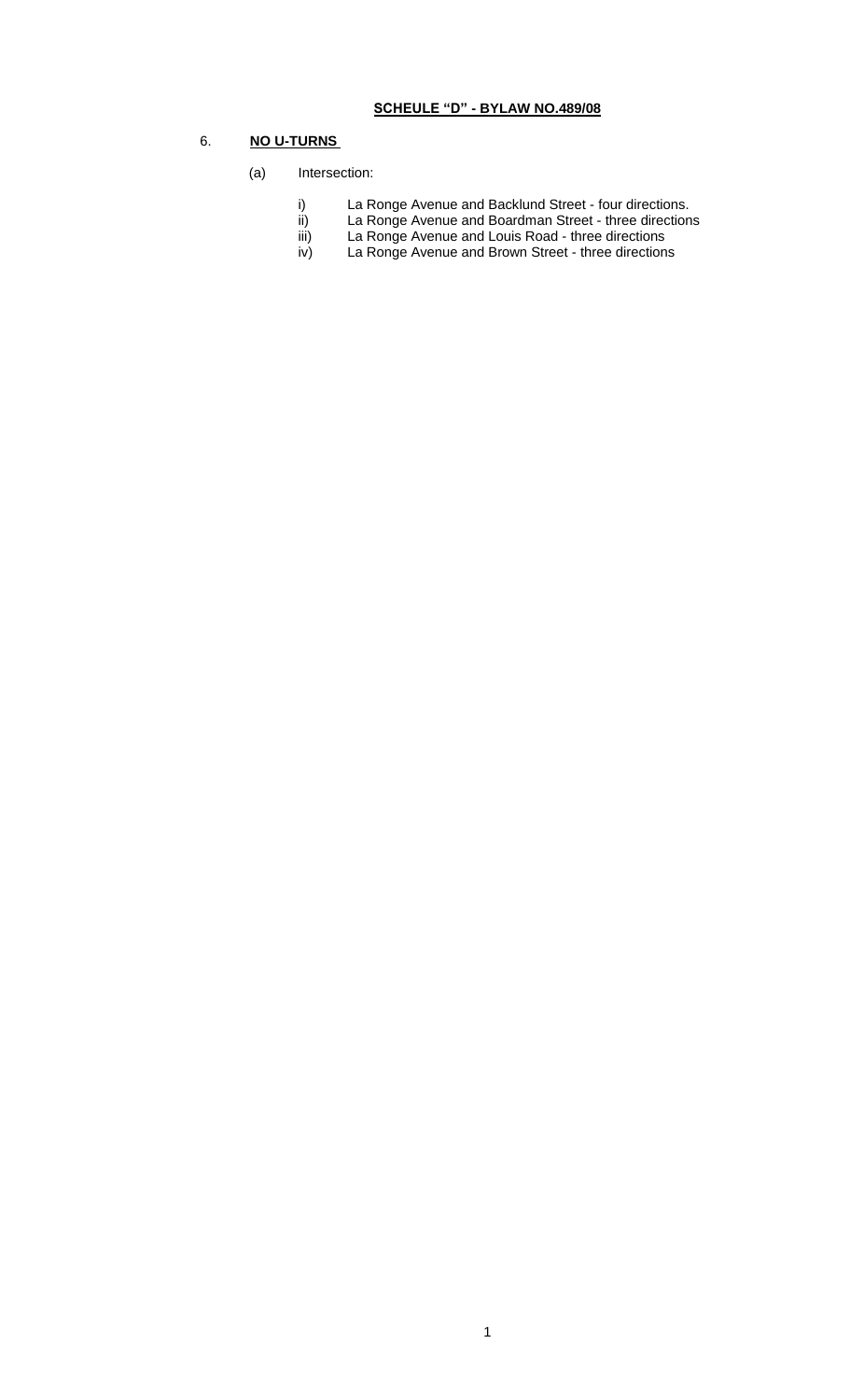## SCHEULE "D" - BYLAW NO.489/08

6. **NO U-TURNS**

(a) Intersection:

i) La Ronge Avenue and Backlund Street - four directions.
ii) La Ronge Avenue and Boardman Street - three directions
iii) La Ronge Avenue and Louis Road - three directions
iv) La Ronge Avenue and Brown Street - three directions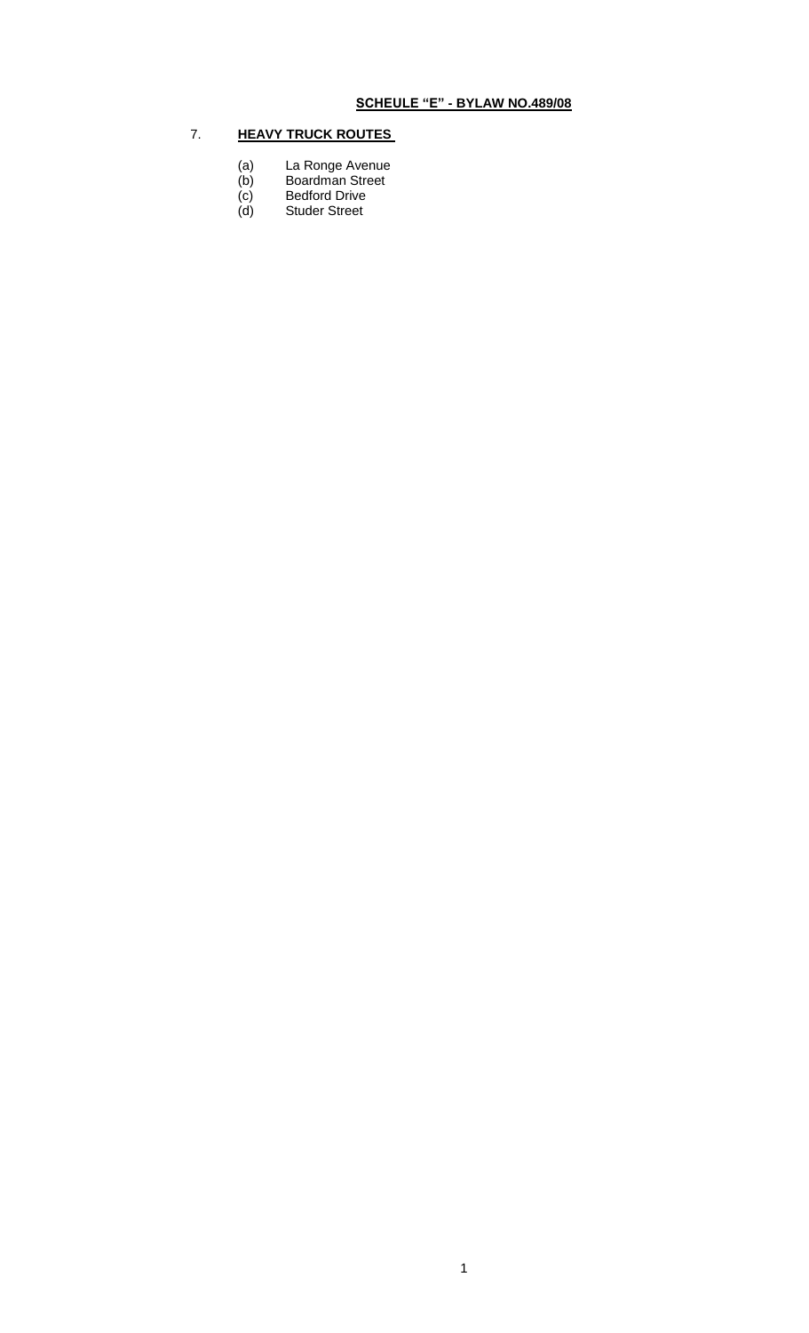**SCHEULE "E" - BYLAW NO.489/08**

7. **HEAVY TRUCK ROUTES**

(a) La Ronge Avenue
(b) Boardman Street
(c) Bedford Drive
(d) Studer Street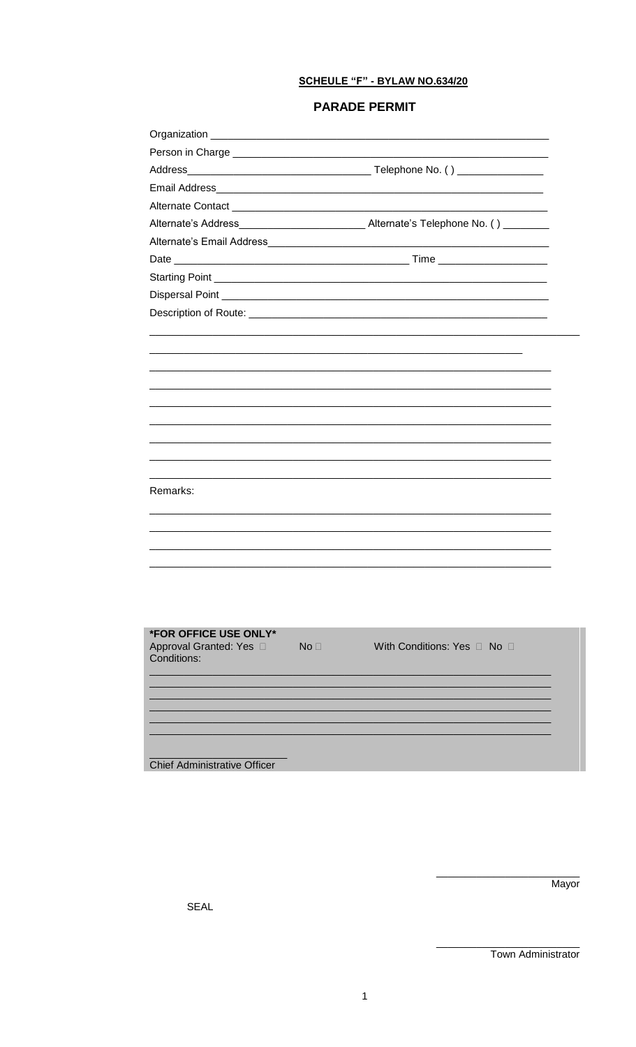**SCHEULE "F" - BYLAW NO.634/20**

## PARADE PERMIT

Organization ______________________________________________

Person in Charge ______________________________________________

Address______________________________ Telephone No. ( ) ______________

Email Address______________________________________________

Alternate Contact ______________________________________________

Alternate's Address______________________ Alternate's Telephone No. ( ) ________

Alternate's Email Address______________________________________________

Date ______________________________ Time ________________

Starting Point ______________________________________________

Dispersal Point ______________________________________________

Description of Route: ______________________________________________

______________________________________________

______________________________________________

______________________________________________

______________________________________________

______________________________________________

______________________________________________

______________________________________________

______________________________________________

______________________________________________

Remarks:

______________________________________________

______________________________________________

______________________________________________

______________________________________________

**\*FOR OFFICE USE ONLY\***

Approval Granted: Yes ☐ No ☐ With Conditions: Yes ☐ No ☐

Conditions:

______________________________________________

______________________________________________

______________________________________________

______________________________________________

______________________________________________

______________________________________________

______________________

Chief Administrative Officer

______________________

Mayor

SEAL

______________________

Town Administrator